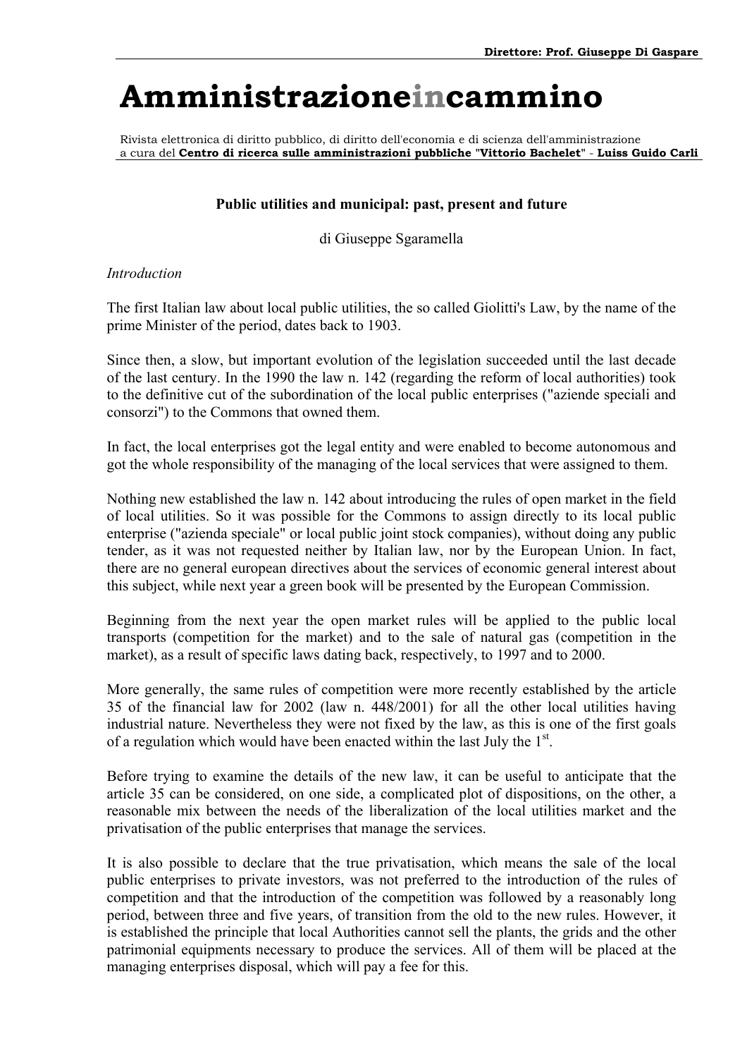Direttore: Prof. Giuseppe Di Gaspare

# Amministrazioneincammino

Rivista elettronica di diritto pubblico, di diritto dell'economia e di scienza dell'amministrazione
a cura del **Centro di ricerca sulle amministrazioni pubbliche "Vittorio Bachelet"** - **Luiss Guido Carli**

## Public utilities and municipal: past, present and future

di Giuseppe Sgaramella

*Introduction*

The first Italian law about local public utilities, the so called Giolitti's Law, by the name of the prime Minister of the period, dates back to 1903.

Since then, a slow, but important evolution of the legislation succeeded until the last decade of the last century. In the 1990 the law n. 142 (regarding the reform of local authorities) took to the definitive cut of the subordination of the local public enterprises ("aziende speciali and consorzi") to the Commons that owned them.

In fact, the local enterprises got the legal entity and were enabled to become autonomous and got the whole responsibility of the managing of the local services that were assigned to them.

Nothing new established the law n. 142 about introducing the rules of open market in the field of local utilities. So it was possible for the Commons to assign directly to its local public enterprise ("azienda speciale" or local public joint stock companies), without doing any public tender, as it was not requested neither by Italian law, nor by the European Union. In fact, there are no general european directives about the services of economic general interest about this subject, while next year a green book will be presented by the European Commission.

Beginning from the next year the open market rules will be applied to the public local transports (competition for the market) and to the sale of natural gas (competition in the market), as a result of specific laws dating back, respectively, to 1997 and to 2000.

More generally, the same rules of competition were more recently established by the article 35 of the financial law for 2002 (law n. 448/2001) for all the other local utilities having industrial nature. Nevertheless they were not fixed by the law, as this is one of the first goals of a regulation which would have been enacted within the last July the 1st.

Before trying to examine the details of the new law, it can be useful to anticipate that the article 35 can be considered, on one side, a complicated plot of dispositions, on the other, a reasonable mix between the needs of the liberalization of the local utilities market and the privatisation of the public enterprises that manage the services.

It is also possible to declare that the true privatisation, which means the sale of the local public enterprises to private investors, was not preferred to the introduction of the rules of competition and that the introduction of the competition was followed by a reasonably long period, between three and five years, of transition from the old to the new rules. However, it is established the principle that local Authorities cannot sell the plants, the grids and the other patrimonial equipments necessary to produce the services. All of them will be placed at the managing enterprises disposal, which will pay a fee for this.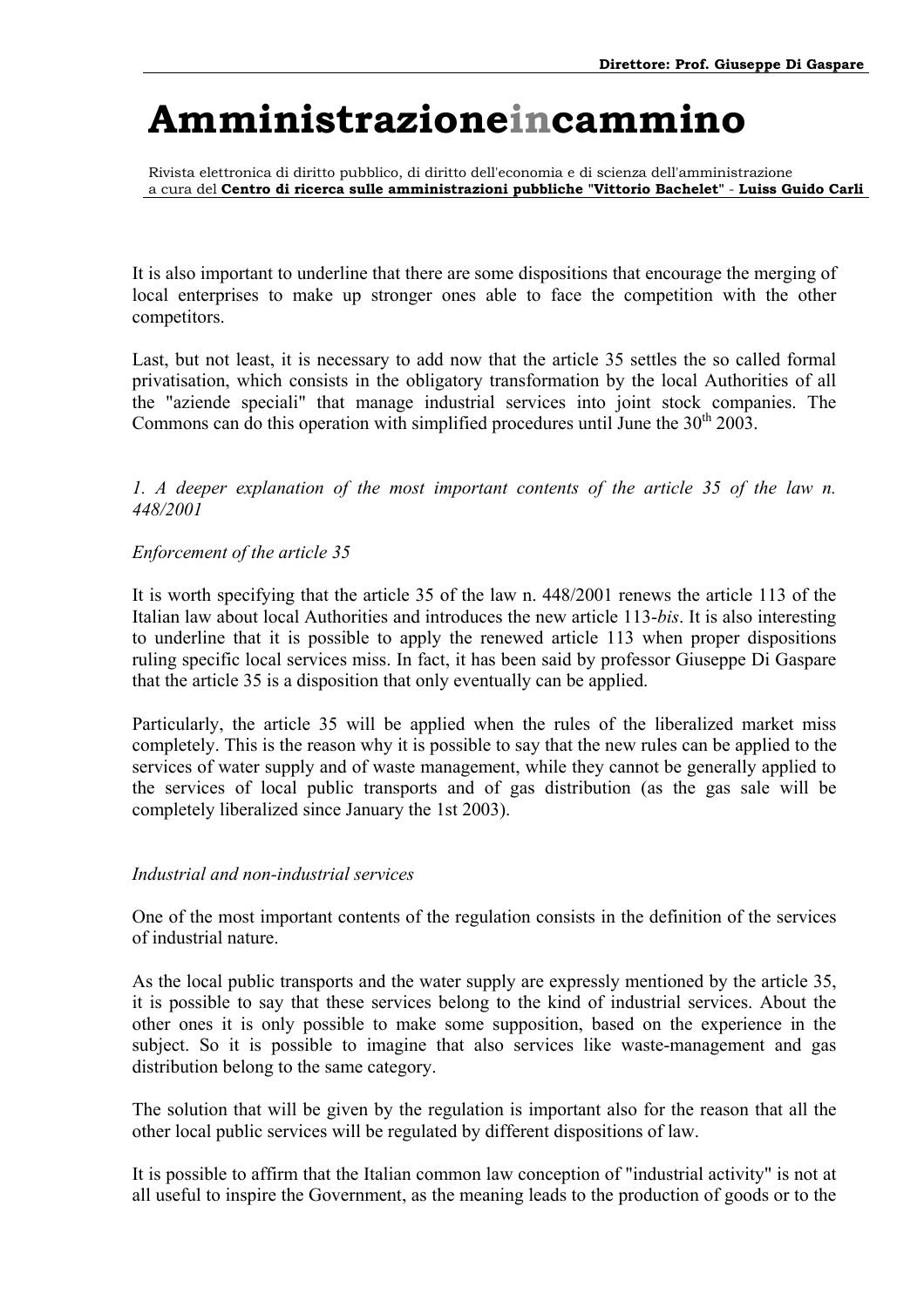It is also important to underline that there are some dispositions that encourage the merging of local enterprises to make up stronger ones able to face the competition with the other competitors.

Last, but not least, it is necessary to add now that the article 35 settles the so called formal privatisation, which consists in the obligatory transformation by the local Authorities of all the "aziende speciali" that manage industrial services into joint stock companies. The Commons can do this operation with simplified procedures until June the 30th 2003.

*1. A deeper explanation of the most important contents of the article 35 of the law n. 448/2001*

*Enforcement of the article 35*

It is worth specifying that the article 35 of the law n. 448/2001 renews the article 113 of the Italian law about local Authorities and introduces the new article 113-*bis*. It is also interesting to underline that it is possible to apply the renewed article 113 when proper dispositions ruling specific local services miss. In fact, it has been said by professor Giuseppe Di Gaspare that the article 35 is a disposition that only eventually can be applied.

Particularly, the article 35 will be applied when the rules of the liberalized market miss completely. This is the reason why it is possible to say that the new rules can be applied to the services of water supply and of waste management, while they cannot be generally applied to the services of local public transports and of gas distribution (as the gas sale will be completely liberalized since January the 1st 2003).

*Industrial and non-industrial services*

One of the most important contents of the regulation consists in the definition of the services of industrial nature.

As the local public transports and the water supply are expressly mentioned by the article 35, it is possible to say that these services belong to the kind of industrial services. About the other ones it is only possible to make some supposition, based on the experience in the subject. So it is possible to imagine that also services like waste-management and gas distribution belong to the same category.

The solution that will be given by the regulation is important also for the reason that all the other local public services will be regulated by different dispositions of law.

It is possible to affirm that the Italian common law conception of "industrial activity" is not at all useful to inspire the Government, as the meaning leads to the production of goods or to the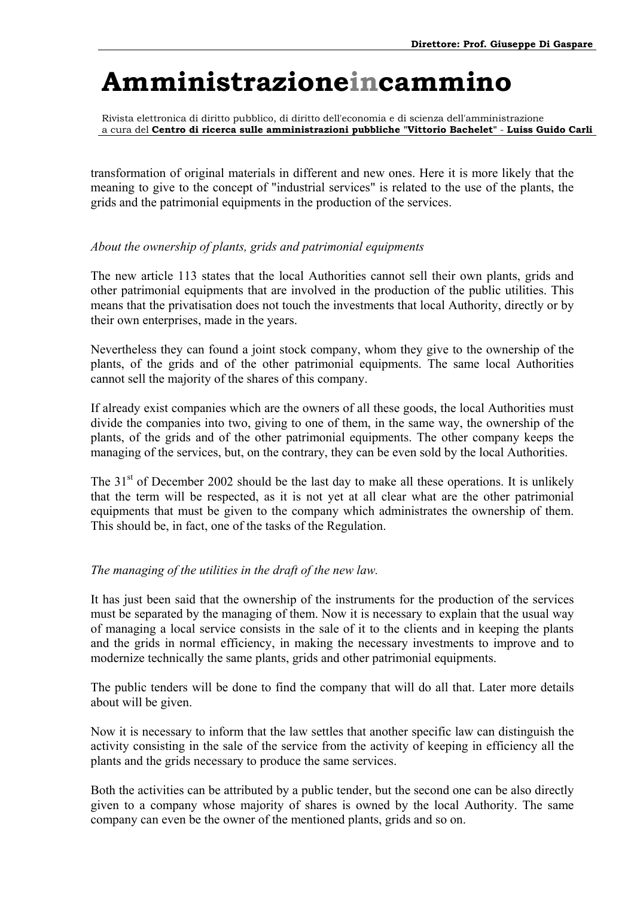transformation of original materials in different and new ones. Here it is more likely that the meaning to give to the concept of "industrial services" is related to the use of the plants, the grids and the patrimonial equipments in the production of the services.

*About the ownership of plants, grids and patrimonial equipments*

The new article 113 states that the local Authorities cannot sell their own plants, grids and other patrimonial equipments that are involved in the production of the public utilities. This means that the privatisation does not touch the investments that local Authority, directly or by their own enterprises, made in the years.

Nevertheless they can found a joint stock company, whom they give to the ownership of the plants, of the grids and of the other patrimonial equipments. The same local Authorities cannot sell the majority of the shares of this company.

If already exist companies which are the owners of all these goods, the local Authorities must divide the companies into two, giving to one of them, in the same way, the ownership of the plants, of the grids and of the other patrimonial equipments. The other company keeps the managing of the services, but, on the contrary, they can be even sold by the local Authorities.

The 31st of December 2002 should be the last day to make all these operations. It is unlikely that the term will be respected, as it is not yet at all clear what are the other patrimonial equipments that must be given to the company which administrates the ownership of them. This should be, in fact, one of the tasks of the Regulation.

*The managing of the utilities in the draft of the new law.*

It has just been said that the ownership of the instruments for the production of the services must be separated by the managing of them. Now it is necessary to explain that the usual way of managing a local service consists in the sale of it to the clients and in keeping the plants and the grids in normal efficiency, in making the necessary investments to improve and to modernize technically the same plants, grids and other patrimonial equipments.

The public tenders will be done to find the company that will do all that. Later more details about will be given.

Now it is necessary to inform that the law settles that another specific law can distinguish the activity consisting in the sale of the service from the activity of keeping in efficiency all the plants and the grids necessary to produce the same services.

Both the activities can be attributed by a public tender, but the second one can be also directly given to a company whose majority of shares is owned by the local Authority. The same company can even be the owner of the mentioned plants, grids and so on.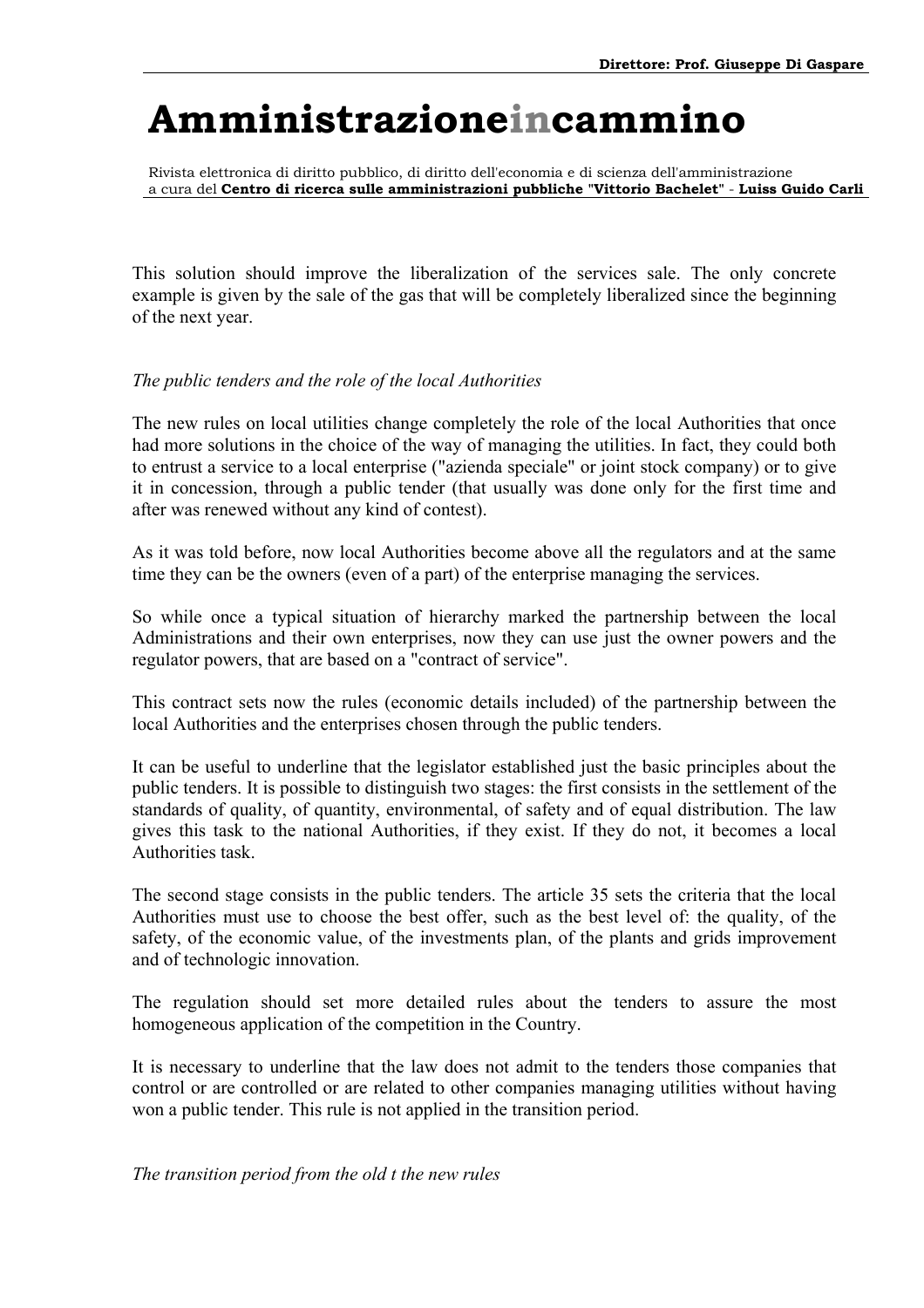This solution should improve the liberalization of the services sale. The only concrete example is given by the sale of the gas that will be completely liberalized since the beginning of the next year.

*The public tenders and the role of the local Authorities*

The new rules on local utilities change completely the role of the local Authorities that once had more solutions in the choice of the way of managing the utilities. In fact, they could both to entrust a service to a local enterprise ("azienda speciale" or joint stock company) or to give it in concession, through a public tender (that usually was done only for the first time and after was renewed without any kind of contest).

As it was told before, now local Authorities become above all the regulators and at the same time they can be the owners (even of a part) of the enterprise managing the services.

So while once a typical situation of hierarchy marked the partnership between the local Administrations and their own enterprises, now they can use just the owner powers and the regulator powers, that are based on a "contract of service".

This contract sets now the rules (economic details included) of the partnership between the local Authorities and the enterprises chosen through the public tenders.

It can be useful to underline that the legislator established just the basic principles about the public tenders. It is possible to distinguish two stages: the first consists in the settlement of the standards of quality, of quantity, environmental, of safety and of equal distribution. The law gives this task to the national Authorities, if they exist. If they do not, it becomes a local Authorities task.

The second stage consists in the public tenders. The article 35 sets the criteria that the local Authorities must use to choose the best offer, such as the best level of: the quality, of the safety, of the economic value, of the investments plan, of the plants and grids improvement and of technologic innovation.

The regulation should set more detailed rules about the tenders to assure the most homogeneous application of the competition in the Country.

It is necessary to underline that the law does not admit to the tenders those companies that control or are controlled or are related to other companies managing utilities without having won a public tender. This rule is not applied in the transition period.

*The transition period from the old t the new rules*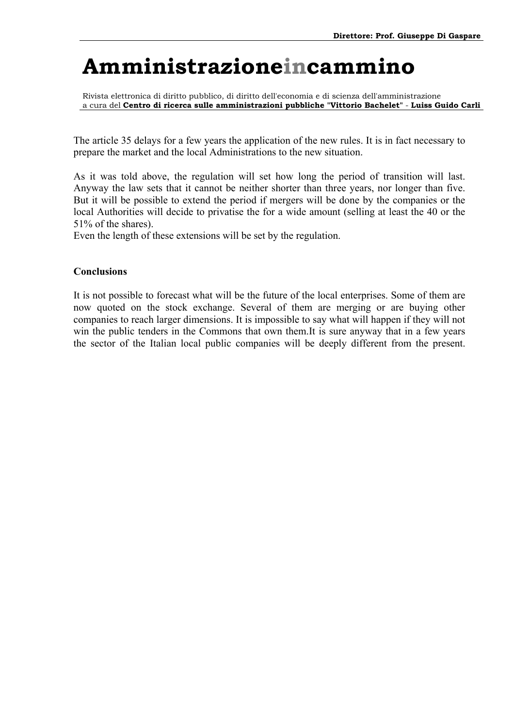The article 35 delays for a few years the application of the new rules. It is in fact necessary to prepare the market and the local Administrations to the new situation.

As it was told above, the regulation will set how long the period of transition will last. Anyway the law sets that it cannot be neither shorter than three years, nor longer than five. But it will be possible to extend the period if mergers will be done by the companies or the local Authorities will decide to privatise the for a wide amount (selling at least the 40 or the 51% of the shares).
Even the length of these extensions will be set by the regulation.

**Conclusions**

It is not possible to forecast what will be the future of the local enterprises. Some of them are now quoted on the stock exchange. Several of them are merging or are buying other companies to reach larger dimensions. It is impossible to say what will happen if they will not win the public tenders in the Commons that own them.It is sure anyway that in a few years the sector of the Italian local public companies will be deeply different from the present.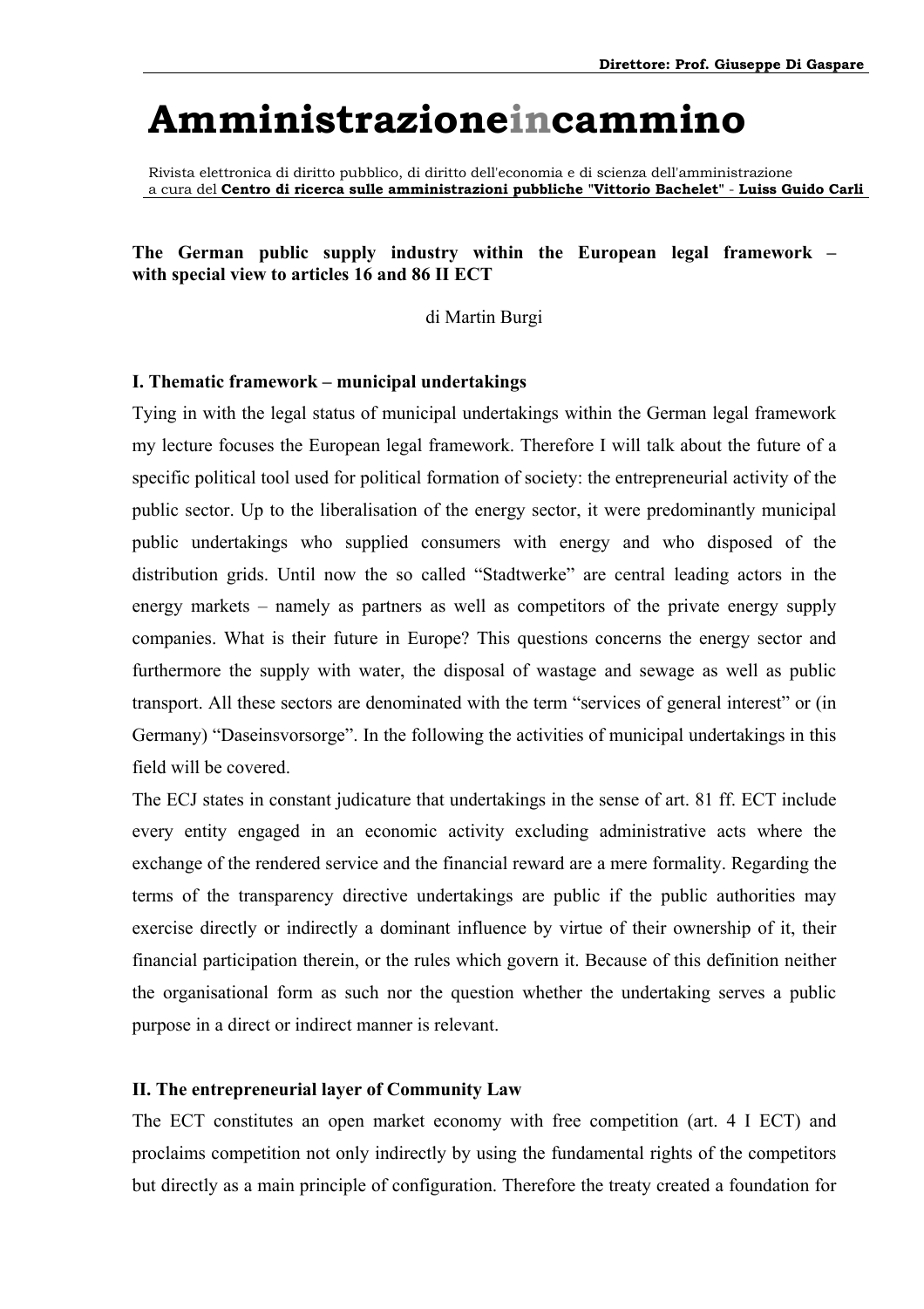**The German public supply industry within the European legal framework – with special view to articles 16 and 86 II ECT**

di Martin Burgi

## I. Thematic framework – municipal undertakings

Tying in with the legal status of municipal undertakings within the German legal framework my lecture focuses the European legal framework. Therefore I will talk about the future of a specific political tool used for political formation of society: the entrepreneurial activity of the public sector. Up to the liberalisation of the energy sector, it were predominantly municipal public undertakings who supplied consumers with energy and who disposed of the distribution grids. Until now the so called "Stadtwerke" are central leading actors in the energy markets – namely as partners as well as competitors of the private energy supply companies. What is their future in Europe? This questions concerns the energy sector and furthermore the supply with water, the disposal of wastage and sewage as well as public transport. All these sectors are denominated with the term "services of general interest" or (in Germany) "Daseinsvorsorge". In the following the activities of municipal undertakings in this field will be covered.

The ECJ states in constant judicature that undertakings in the sense of art. 81 ff. ECT include every entity engaged in an economic activity excluding administrative acts where the exchange of the rendered service and the financial reward are a mere formality. Regarding the terms of the transparency directive undertakings are public if the public authorities may exercise directly or indirectly a dominant influence by virtue of their ownership of it, their financial participation therein, or the rules which govern it. Because of this definition neither the organisational form as such nor the question whether the undertaking serves a public purpose in a direct or indirect manner is relevant.

## II. The entrepreneurial layer of Community Law

The ECT constitutes an open market economy with free competition (art. 4 I ECT) and proclaims competition not only indirectly by using the fundamental rights of the competitors but directly as a main principle of configuration. Therefore the treaty created a foundation for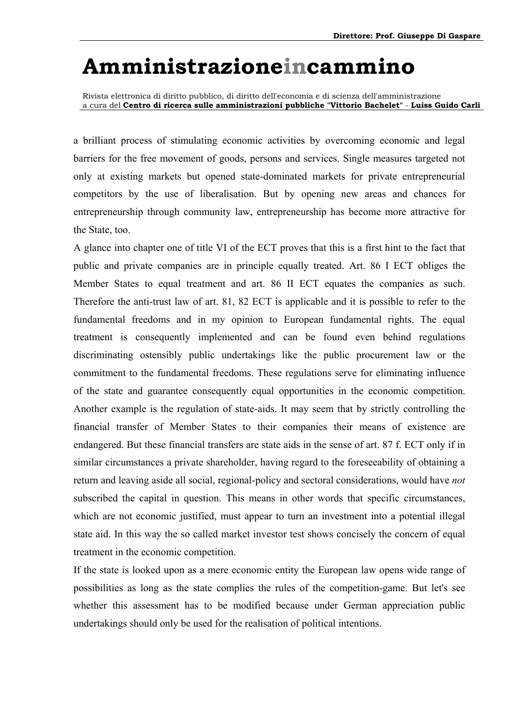a brilliant process of stimulating economic activities by overcoming economic and legal barriers for the free movement of goods, persons and services. Single measures targeted not only at existing markets but opened state-dominated markets for private entrepreneurial competitors by the use of liberalisation. But by opening new areas and chances for entrepreneurship through community law, entrepreneurship has become more attractive for the State, too.

A glance into chapter one of title VI of the ECT proves that this is a first hint to the fact that public and private companies are in principle equally treated. Art. 86 I ECT obliges the Member States to equal treatment and art. 86 II ECT equates the companies as such. Therefore the anti-trust law of art. 81, 82 ECT is applicable and it is possible to refer to the fundamental freedoms and in my opinion to European fundamental rights. The equal treatment is consequently implemented and can be found even behind regulations discriminating ostensibly public undertakings like the public procurement law or the commitment to the fundamental freedoms. These regulations serve for eliminating influence of the state and guarantee consequently equal opportunities in the economic competition. Another example is the regulation of state-aids. It may seem that by strictly controlling the financial transfer of Member States to their companies their means of existence are endangered. But these financial transfers are state aids in the sense of art. 87 f. ECT only if in similar circumstances a private shareholder, having regard to the foreseeability of obtaining a return and leaving aside all social, regional-policy and sectoral considerations, would have *not* subscribed the capital in question. This means in other words that specific circumstances, which are not economic justified, must appear to turn an investment into a potential illegal state aid. In this way the so called market investor test shows concisely the concern of equal treatment in the economic competition.

If the state is looked upon as a mere economic entity the European law opens wide range of possibilities as long as the state complies the rules of the competition-game. But let's see whether this assessment has to be modified because under German appreciation public undertakings should only be used for the realisation of political intentions.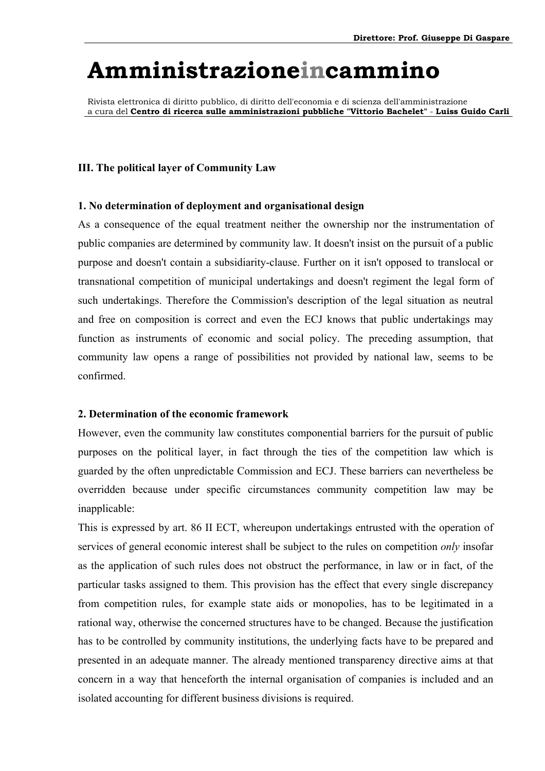### III. The political layer of Community Law

#### 1. No determination of deployment and organisational design

As a consequence of the equal treatment neither the ownership nor the instrumentation of public companies are determined by community law. It doesn't insist on the pursuit of a public purpose and doesn't contain a subsidiarity-clause. Further on it isn't opposed to translocal or transnational competition of municipal undertakings and doesn't regiment the legal form of such undertakings. Therefore the Commission's description of the legal situation as neutral and free on composition is correct and even the ECJ knows that public undertakings may function as instruments of economic and social policy. The preceding assumption, that community law opens a range of possibilities not provided by national law, seems to be confirmed.

#### 2. Determination of the economic framework

However, even the community law constitutes componential barriers for the pursuit of public purposes on the political layer, in fact through the ties of the competition law which is guarded by the often unpredictable Commission and ECJ. These barriers can nevertheless be overridden because under specific circumstances community competition law may be inapplicable:

This is expressed by art. 86 II ECT, whereupon undertakings entrusted with the operation of services of general economic interest shall be subject to the rules on competition *only* insofar as the application of such rules does not obstruct the performance, in law or in fact, of the particular tasks assigned to them. This provision has the effect that every single discrepancy from competition rules, for example state aids or monopolies, has to be legitimated in a rational way, otherwise the concerned structures have to be changed. Because the justification has to be controlled by community institutions, the underlying facts have to be prepared and presented in an adequate manner. The already mentioned transparency directive aims at that concern in a way that henceforth the internal organisation of companies is included and an isolated accounting for different business divisions is required.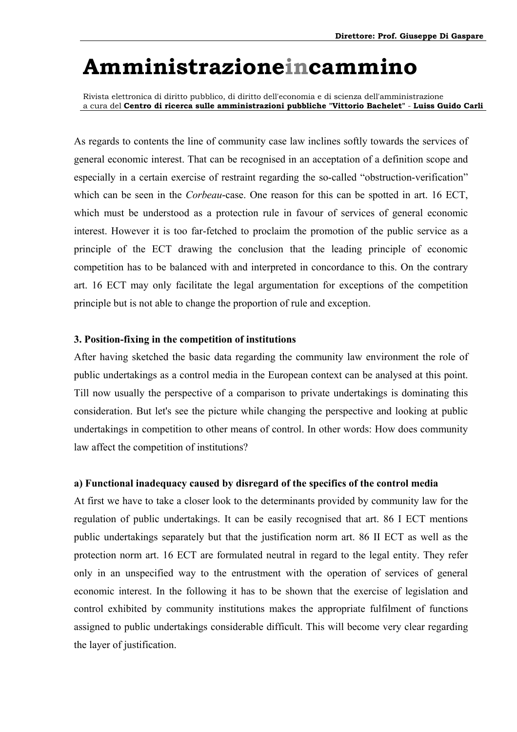As regards to contents the line of community case law inclines softly towards the services of general economic interest. That can be recognised in an acceptation of a definition scope and especially in a certain exercise of restraint regarding the so-called "obstruction-verification" which can be seen in the *Corbeau*-case. One reason for this can be spotted in art. 16 ECT, which must be understood as a protection rule in favour of services of general economic interest. However it is too far-fetched to proclaim the promotion of the public service as a principle of the ECT drawing the conclusion that the leading principle of economic competition has to be balanced with and interpreted in concordance to this. On the contrary art. 16 ECT may only facilitate the legal argumentation for exceptions of the competition principle but is not able to change the proportion of rule and exception.

### 3. Position-fixing in the competition of institutions

After having sketched the basic data regarding the community law environment the role of public undertakings as a control media in the European context can be analysed at this point. Till now usually the perspective of a comparison to private undertakings is dominating this consideration. But let's see the picture while changing the perspective and looking at public undertakings in competition to other means of control. In other words: How does community law affect the competition of institutions?

#### a) Functional inadequacy caused by disregard of the specifics of the control media

At first we have to take a closer look to the determinants provided by community law for the regulation of public undertakings. It can be easily recognised that art. 86 I ECT mentions public undertakings separately but that the justification norm art. 86 II ECT as well as the protection norm art. 16 ECT are formulated neutral in regard to the legal entity. They refer only in an unspecified way to the entrustment with the operation of services of general economic interest. In the following it has to be shown that the exercise of legislation and control exhibited by community institutions makes the appropriate fulfilment of functions assigned to public undertakings considerable difficult. This will become very clear regarding the layer of justification.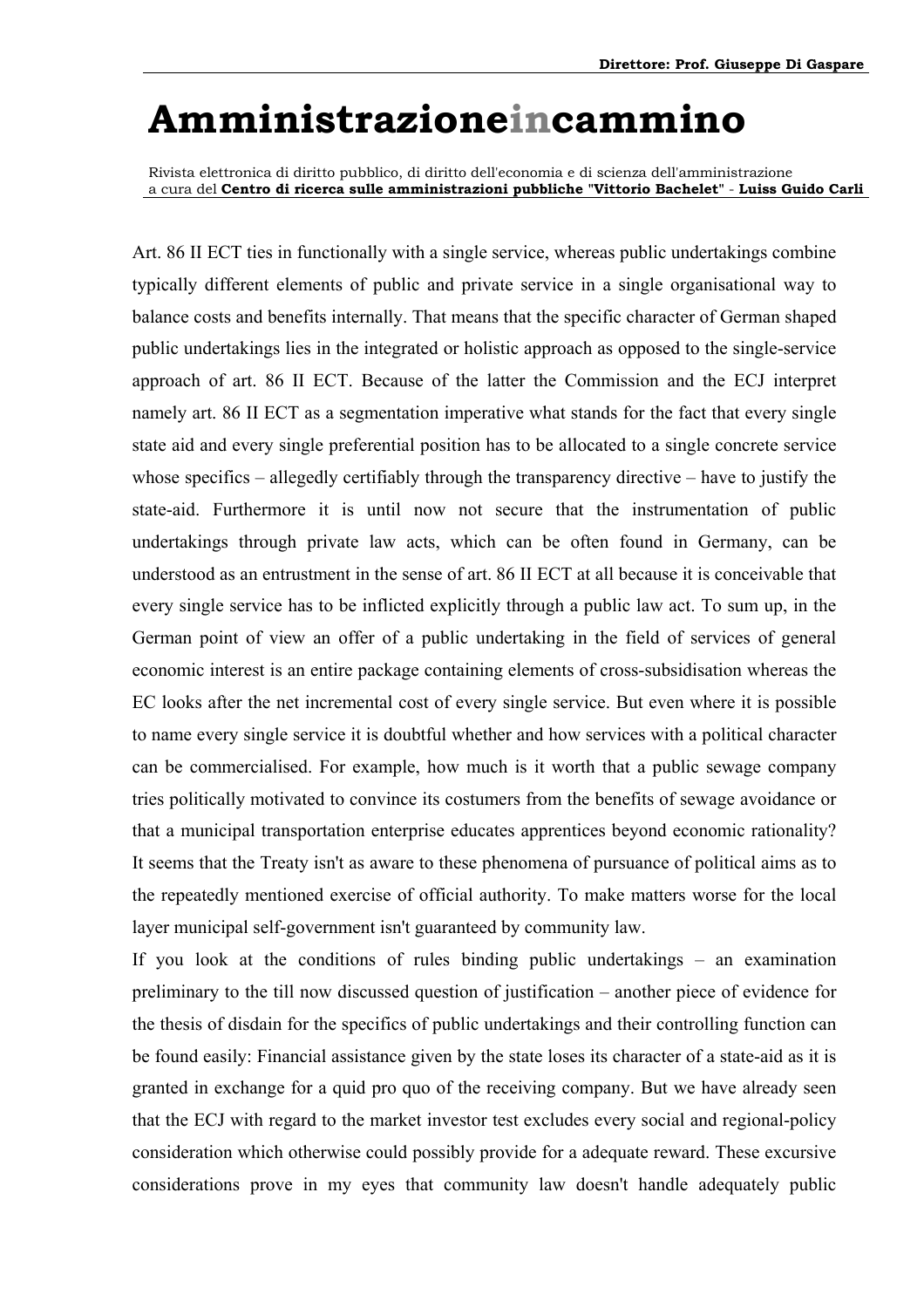Art. 86 II ECT ties in functionally with a single service, whereas public undertakings combine typically different elements of public and private service in a single organisational way to balance costs and benefits internally. That means that the specific character of German shaped public undertakings lies in the integrated or holistic approach as opposed to the single-service approach of art. 86 II ECT. Because of the latter the Commission and the ECJ interpret namely art. 86 II ECT as a segmentation imperative what stands for the fact that every single state aid and every single preferential position has to be allocated to a single concrete service whose specifics – allegedly certifiably through the transparency directive – have to justify the state-aid. Furthermore it is until now not secure that the instrumentation of public undertakings through private law acts, which can be often found in Germany, can be understood as an entrustment in the sense of art. 86 II ECT at all because it is conceivable that every single service has to be inflicted explicitly through a public law act. To sum up, in the German point of view an offer of a public undertaking in the field of services of general economic interest is an entire package containing elements of cross-subsidisation whereas the EC looks after the net incremental cost of every single service. But even where it is possible to name every single service it is doubtful whether and how services with a political character can be commercialised. For example, how much is it worth that a public sewage company tries politically motivated to convince its costumers from the benefits of sewage avoidance or that a municipal transportation enterprise educates apprentices beyond economic rationality? It seems that the Treaty isn't as aware to these phenomena of pursuance of political aims as to the repeatedly mentioned exercise of official authority. To make matters worse for the local layer municipal self-government isn't guaranteed by community law.

If you look at the conditions of rules binding public undertakings – an examination preliminary to the till now discussed question of justification – another piece of evidence for the thesis of disdain for the specifics of public undertakings and their controlling function can be found easily: Financial assistance given by the state loses its character of a state-aid as it is granted in exchange for a quid pro quo of the receiving company. But we have already seen that the ECJ with regard to the market investor test excludes every social and regional-policy consideration which otherwise could possibly provide for a adequate reward. These excursive considerations prove in my eyes that community law doesn't handle adequately public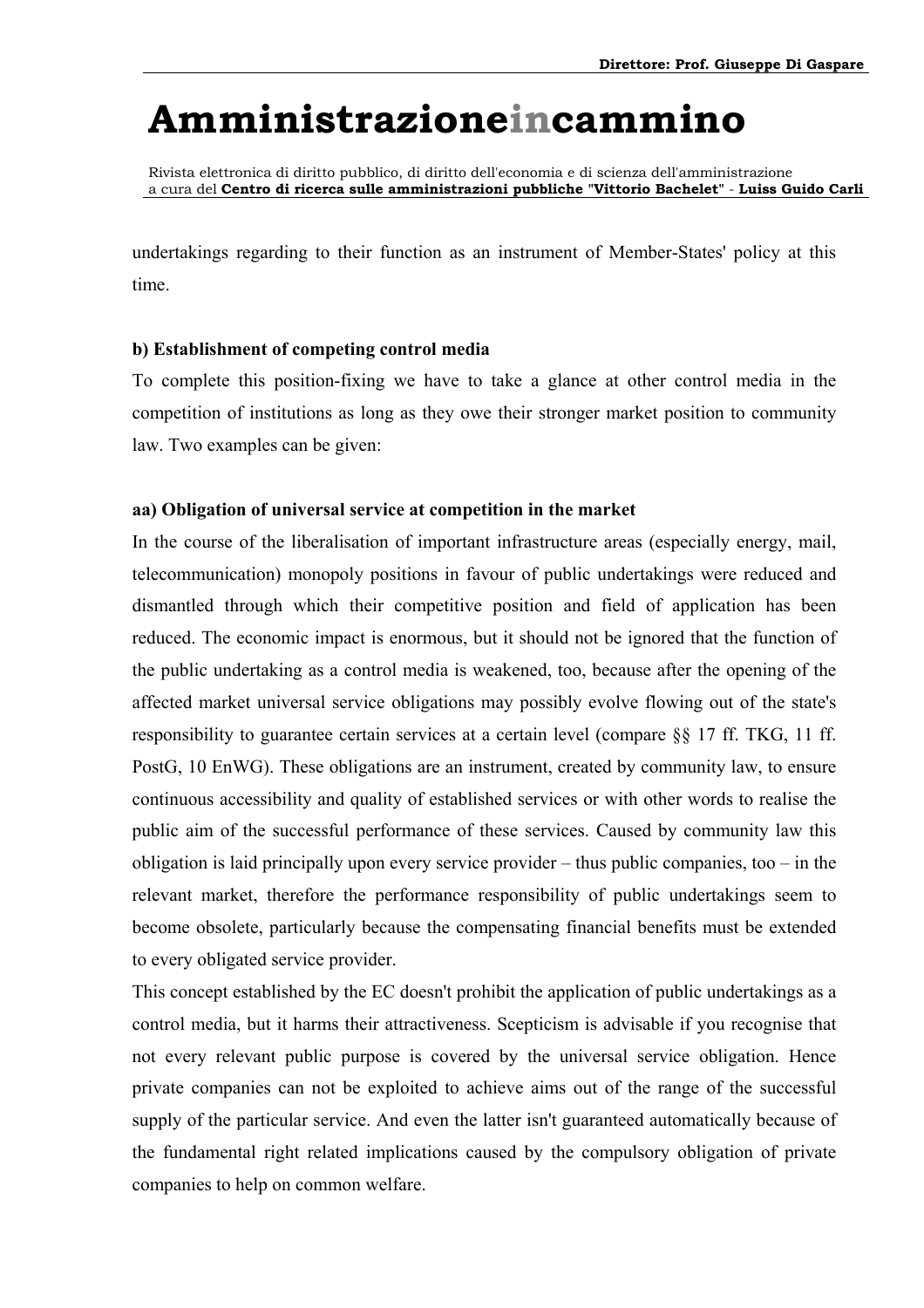undertakings regarding to their function as an instrument of Member-States' policy at this time.

**b) Establishment of competing control media**

To complete this position-fixing we have to take a glance at other control media in the competition of institutions as long as they owe their stronger market position to community law. Two examples can be given:

**aa) Obligation of universal service at competition in the market**

In the course of the liberalisation of important infrastructure areas (especially energy, mail, telecommunication) monopoly positions in favour of public undertakings were reduced and dismantled through which their competitive position and field of application has been reduced. The economic impact is enormous, but it should not be ignored that the function of the public undertaking as a control media is weakened, too, because after the opening of the affected market universal service obligations may possibly evolve flowing out of the state's responsibility to guarantee certain services at a certain level (compare §§ 17 ff. TKG, 11 ff. PostG, 10 EnWG). These obligations are an instrument, created by community law, to ensure continuous accessibility and quality of established services or with other words to realise the public aim of the successful performance of these services. Caused by community law this obligation is laid principally upon every service provider – thus public companies, too – in the relevant market, therefore the performance responsibility of public undertakings seem to become obsolete, particularly because the compensating financial benefits must be extended to every obligated service provider.

This concept established by the EC doesn't prohibit the application of public undertakings as a control media, but it harms their attractiveness. Scepticism is advisable if you recognise that not every relevant public purpose is covered by the universal service obligation. Hence private companies can not be exploited to achieve aims out of the range of the successful supply of the particular service. And even the latter isn't guaranteed automatically because of the fundamental right related implications caused by the compulsory obligation of private companies to help on common welfare.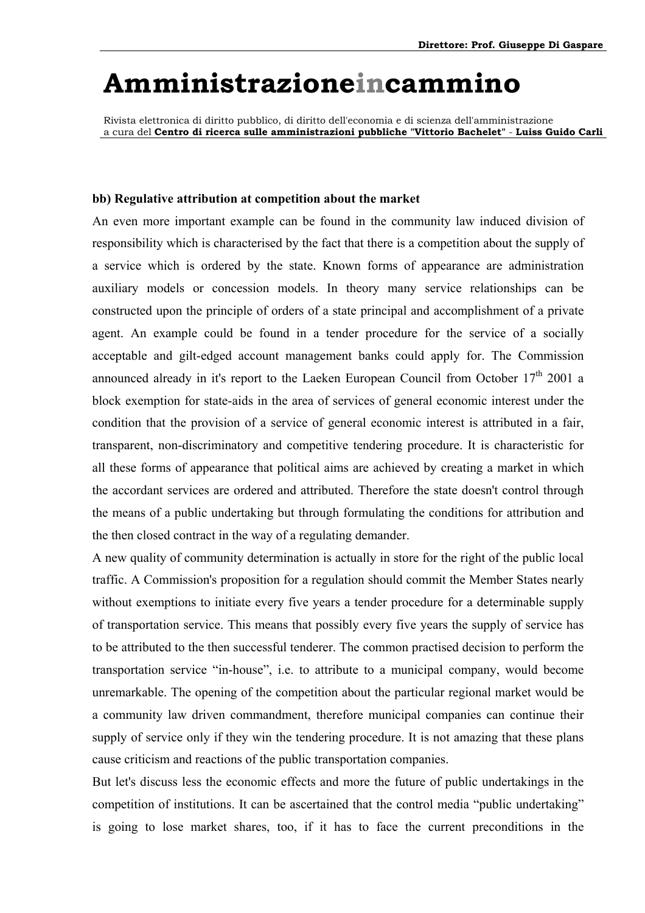**bb) Regulative attribution at competition about the market**

An even more important example can be found in the community law induced division of responsibility which is characterised by the fact that there is a competition about the supply of a service which is ordered by the state. Known forms of appearance are administration auxiliary models or concession models. In theory many service relationships can be constructed upon the principle of orders of a state principal and accomplishment of a private agent. An example could be found in a tender procedure for the service of a socially acceptable and gilt-edged account management banks could apply for. The Commission announced already in it's report to the Laeken European Council from October 17th 2001 a block exemption for state-aids in the area of services of general economic interest under the condition that the provision of a service of general economic interest is attributed in a fair, transparent, non-discriminatory and competitive tendering procedure. It is characteristic for all these forms of appearance that political aims are achieved by creating a market in which the accordant services are ordered and attributed. Therefore the state doesn't control through the means of a public undertaking but through formulating the conditions for attribution and the then closed contract in the way of a regulating demander.

A new quality of community determination is actually in store for the right of the public local traffic. A Commission's proposition for a regulation should commit the Member States nearly without exemptions to initiate every five years a tender procedure for a determinable supply of transportation service. This means that possibly every five years the supply of service has to be attributed to the then successful tenderer. The common practised decision to perform the transportation service "in-house", i.e. to attribute to a municipal company, would become unremarkable. The opening of the competition about the particular regional market would be a community law driven commandment, therefore municipal companies can continue their supply of service only if they win the tendering procedure. It is not amazing that these plans cause criticism and reactions of the public transportation companies.

But let's discuss less the economic effects and more the future of public undertakings in the competition of institutions. It can be ascertained that the control media "public undertaking" is going to lose market shares, too, if it has to face the current preconditions in the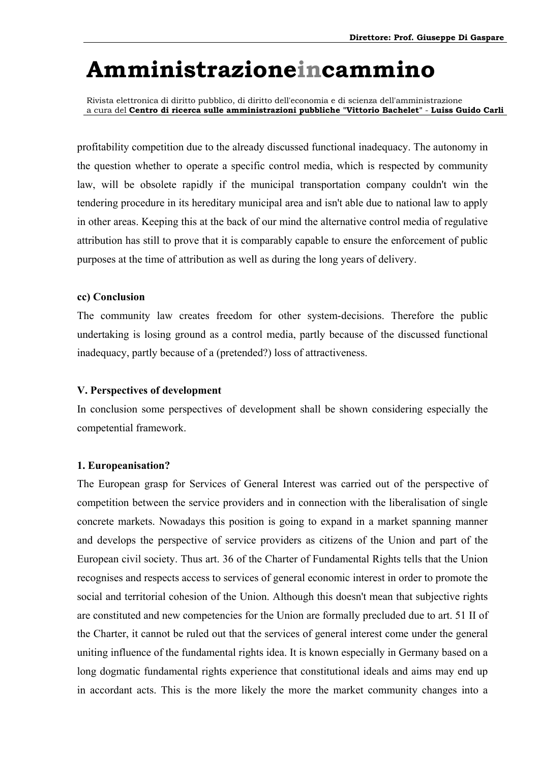profitability competition due to the already discussed functional inadequacy. The autonomy in the question whether to operate a specific control media, which is respected by community law, will be obsolete rapidly if the municipal transportation company couldn't win the tendering procedure in its hereditary municipal area and isn't able due to national law to apply in other areas. Keeping this at the back of our mind the alternative control media of regulative attribution has still to prove that it is comparably capable to ensure the enforcement of public purposes at the time of attribution as well as during the long years of delivery.

**cc) Conclusion**

The community law creates freedom for other system-decisions. Therefore the public undertaking is losing ground as a control media, partly because of the discussed functional inadequacy, partly because of a (pretended?) loss of attractiveness.

## V. Perspectives of development

In conclusion some perspectives of development shall be shown considering especially the competential framework.

### 1. Europeanisation?

The European grasp for Services of General Interest was carried out of the perspective of competition between the service providers and in connection with the liberalisation of single concrete markets. Nowadays this position is going to expand in a market spanning manner and develops the perspective of service providers as citizens of the Union and part of the European civil society. Thus art. 36 of the Charter of Fundamental Rights tells that the Union recognises and respects access to services of general economic interest in order to promote the social and territorial cohesion of the Union. Although this doesn't mean that subjective rights are constituted and new competencies for the Union are formally precluded due to art. 51 II of the Charter, it cannot be ruled out that the services of general interest come under the general uniting influence of the fundamental rights idea. It is known especially in Germany based on a long dogmatic fundamental rights experience that constitutional ideals and aims may end up in accordant acts. This is the more likely the more the market community changes into a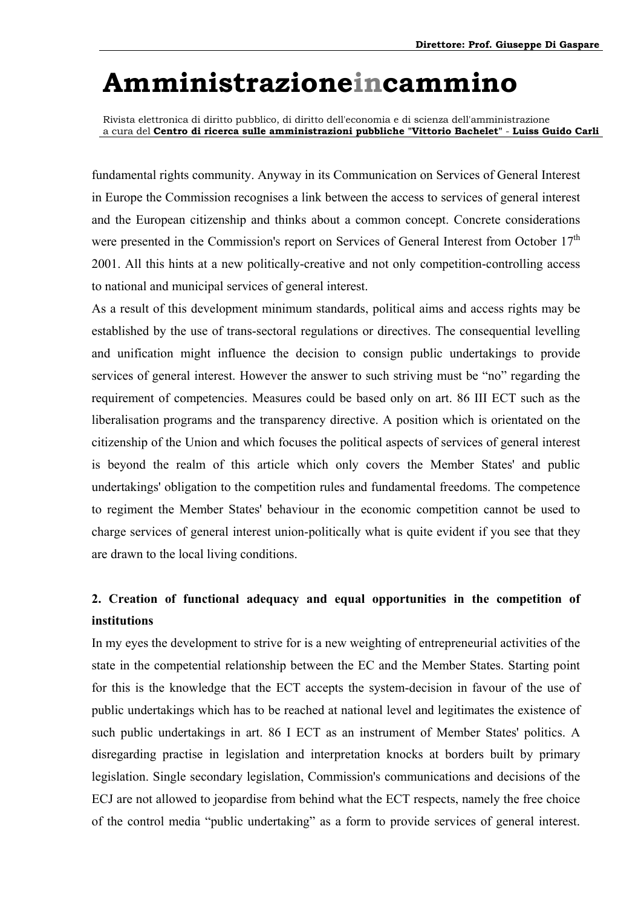fundamental rights community. Anyway in its Communication on Services of General Interest in Europe the Commission recognises a link between the access to services of general interest and the European citizenship and thinks about a common concept. Concrete considerations were presented in the Commission's report on Services of General Interest from October 17th 2001. All this hints at a new politically-creative and not only competition-controlling access to national and municipal services of general interest.

As a result of this development minimum standards, political aims and access rights may be established by the use of trans-sectoral regulations or directives. The consequential levelling and unification might influence the decision to consign public undertakings to provide services of general interest. However the answer to such striving must be "no" regarding the requirement of competencies. Measures could be based only on art. 86 III ECT such as the liberalisation programs and the transparency directive. A position which is orientated on the citizenship of the Union and which focuses the political aspects of services of general interest is beyond the realm of this article which only covers the Member States' and public undertakings' obligation to the competition rules and fundamental freedoms. The competence to regiment the Member States' behaviour in the economic competition cannot be used to charge services of general interest union-politically what is quite evident if you see that they are drawn to the local living conditions.

## 2. Creation of functional adequacy and equal opportunities in the competition of institutions

In my eyes the development to strive for is a new weighting of entrepreneurial activities of the state in the competential relationship between the EC and the Member States. Starting point for this is the knowledge that the ECT accepts the system-decision in favour of the use of public undertakings which has to be reached at national level and legitimates the existence of such public undertakings in art. 86 I ECT as an instrument of Member States' politics. A disregarding practise in legislation and interpretation knocks at borders built by primary legislation. Single secondary legislation, Commission's communications and decisions of the ECJ are not allowed to jeopardise from behind what the ECT respects, namely the free choice of the control media "public undertaking" as a form to provide services of general interest.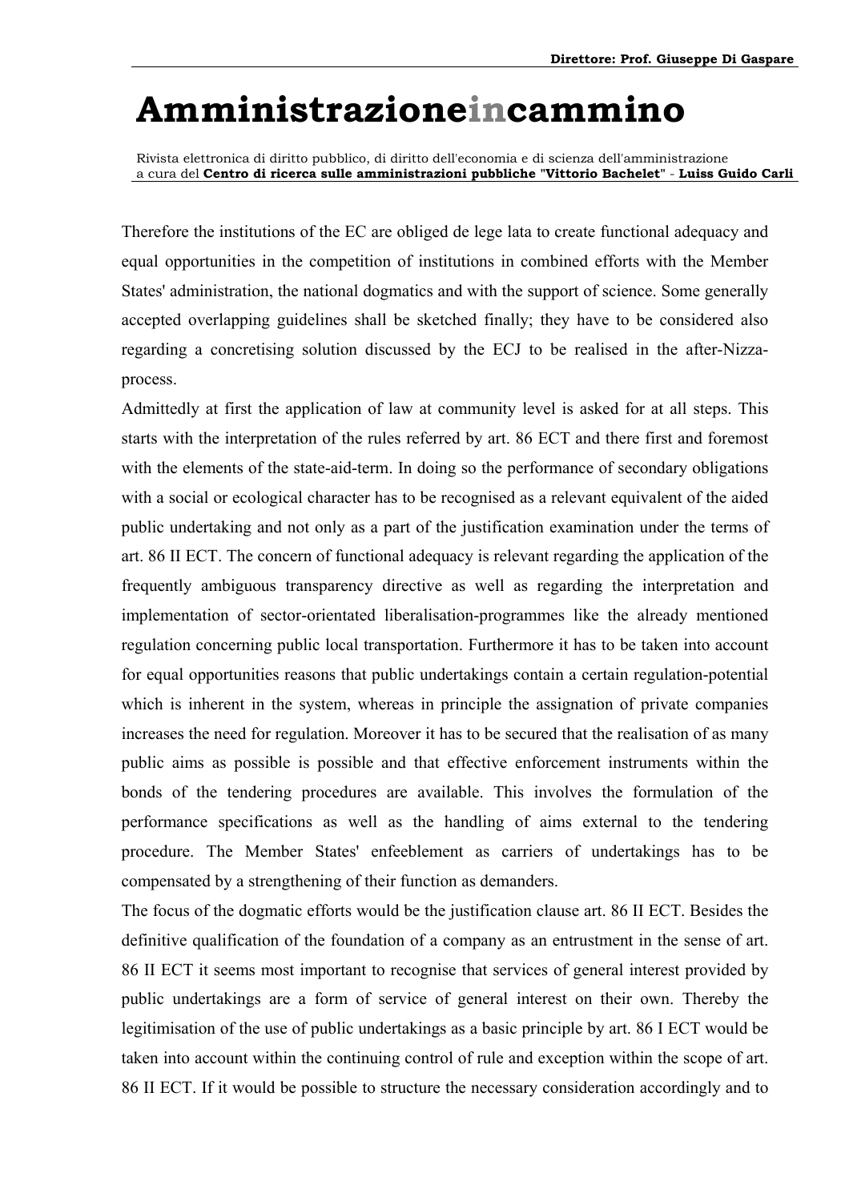Therefore the institutions of the EC are obliged de lege lata to create functional adequacy and equal opportunities in the competition of institutions in combined efforts with the Member States' administration, the national dogmatics and with the support of science. Some generally accepted overlapping guidelines shall be sketched finally; they have to be considered also regarding a concretising solution discussed by the ECJ to be realised in the after-Nizza-process.

Admittedly at first the application of law at community level is asked for at all steps. This starts with the interpretation of the rules referred by art. 86 ECT and there first and foremost with the elements of the state-aid-term. In doing so the performance of secondary obligations with a social or ecological character has to be recognised as a relevant equivalent of the aided public undertaking and not only as a part of the justification examination under the terms of art. 86 II ECT. The concern of functional adequacy is relevant regarding the application of the frequently ambiguous transparency directive as well as regarding the interpretation and implementation of sector-orientated liberalisation-programmes like the already mentioned regulation concerning public local transportation. Furthermore it has to be taken into account for equal opportunities reasons that public undertakings contain a certain regulation-potential which is inherent in the system, whereas in principle the assignation of private companies increases the need for regulation. Moreover it has to be secured that the realisation of as many public aims as possible is possible and that effective enforcement instruments within the bonds of the tendering procedures are available. This involves the formulation of the performance specifications as well as the handling of aims external to the tendering procedure. The Member States' enfeeblement as carriers of undertakings has to be compensated by a strengthening of their function as demanders.

The focus of the dogmatic efforts would be the justification clause art. 86 II ECT. Besides the definitive qualification of the foundation of a company as an entrustment in the sense of art. 86 II ECT it seems most important to recognise that services of general interest provided by public undertakings are a form of service of general interest on their own. Thereby the legitimisation of the use of public undertakings as a basic principle by art. 86 I ECT would be taken into account within the continuing control of rule and exception within the scope of art. 86 II ECT. If it would be possible to structure the necessary consideration accordingly and to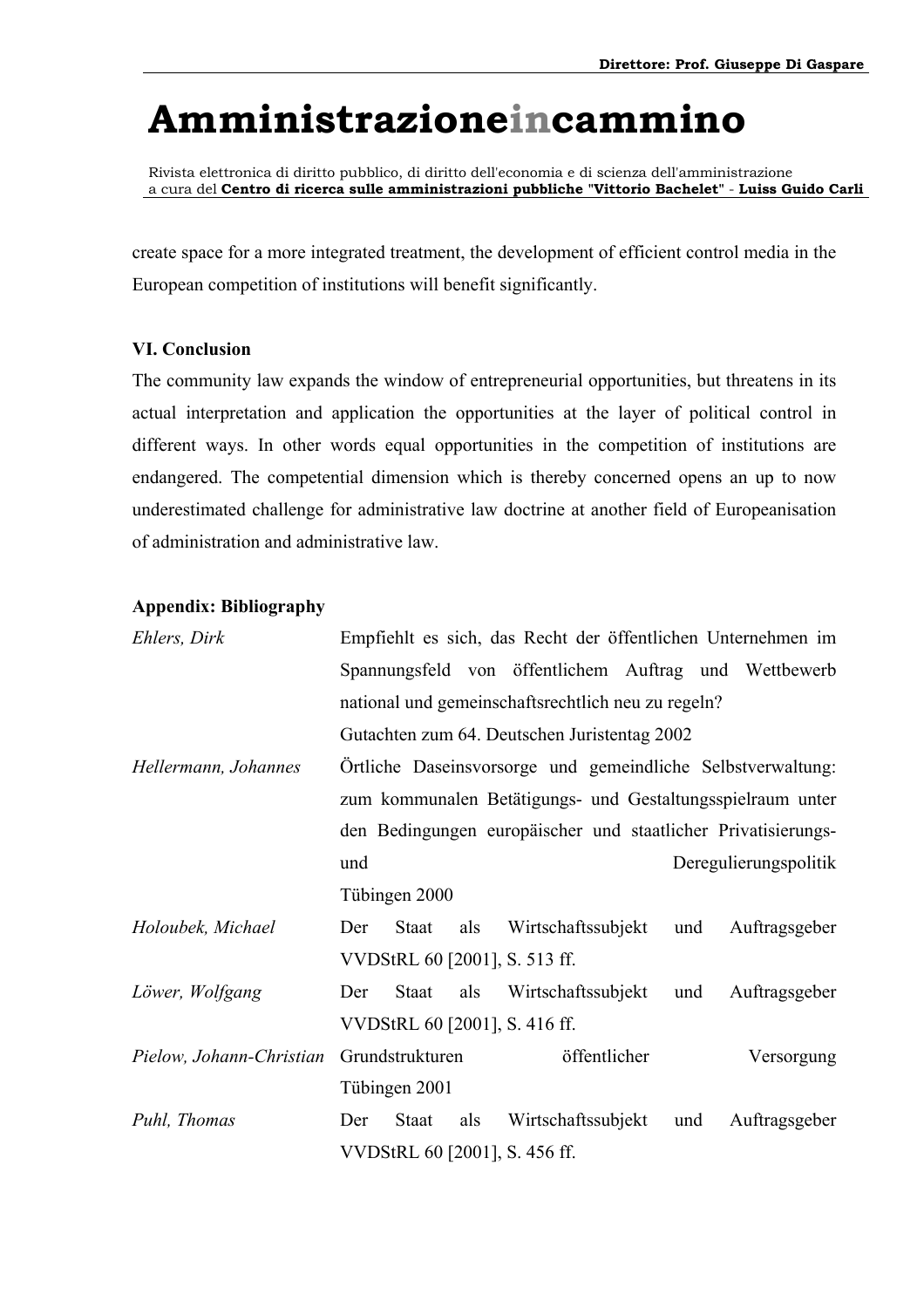create space for a more integrated treatment, the development of efficient control media in the European competition of institutions will benefit significantly.

## VI. Conclusion

The community law expands the window of entrepreneurial opportunities, but threatens in its actual interpretation and application the opportunities at the layer of political control in different ways. In other words equal opportunities in the competition of institutions are endangered. The competential dimension which is thereby concerned opens an up to now underestimated challenge for administrative law doctrine at another field of Europeanisation of administration and administrative law.

## Appendix: Bibliography

| | |
|---|---|
| *Ehlers, Dirk* | Empfiehlt es sich, das Recht der öffentlichen Unternehmen im Spannungsfeld von öffentlichem Auftrag und Wettbewerb national und gemeinschaftsrechtlich neu zu regeln? Gutachten zum 64. Deutschen Juristentag 2002 |
| *Hellermann, Johannes* | Örtliche Daseinsvorsorge und gemeindliche Selbstverwaltung: zum kommunalen Betätigungs- und Gestaltungsspielraum unter den Bedingungen europäischer und staatlicher Privatisierungs- und Deregulierungspolitik Tübingen 2000 |
| *Holoubek, Michael* | Der Staat als Wirtschaftssubjekt und Auftragsgeber VVDStRL 60 [2001], S. 513 ff. |
| *Löwer, Wolfgang* | Der Staat als Wirtschaftssubjekt und Auftragsgeber VVDStRL 60 [2001], S. 416 ff. |
| *Pielow, Johann-Christian* | Grundstrukturen öffentlicher Versorgung Tübingen 2001 |
| *Puhl, Thomas* | Der Staat als Wirtschaftssubjekt und Auftragsgeber VVDStRL 60 [2001], S. 456 ff. |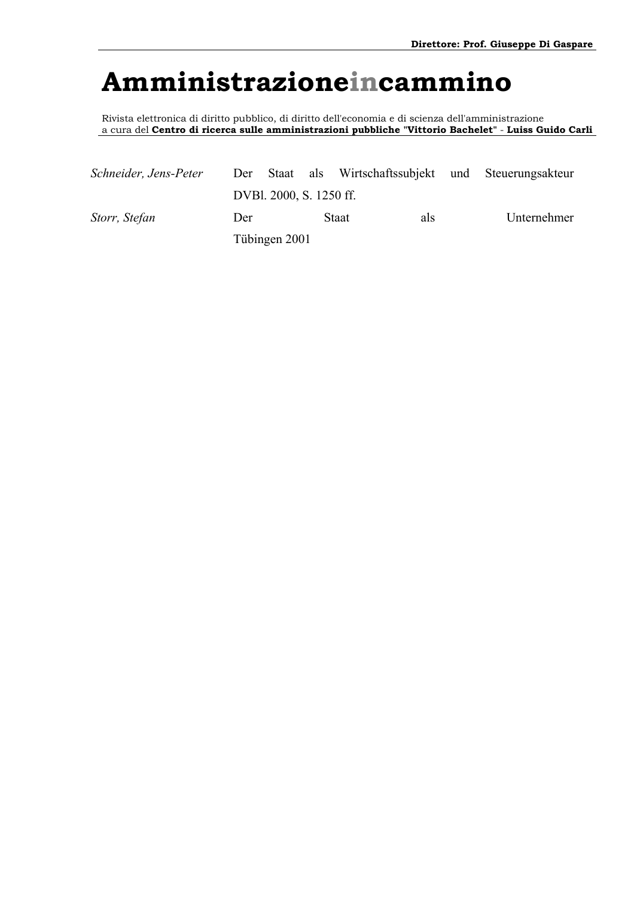| | |
|---|---|
| *Schneider, Jens-Peter* | Der Staat als Wirtschaftssubjekt und Steuerungsakteur DVBl. 2000, S. 1250 ff. |
| *Storr, Stefan* | Der Staat als Unternehmer Tübingen 2001 |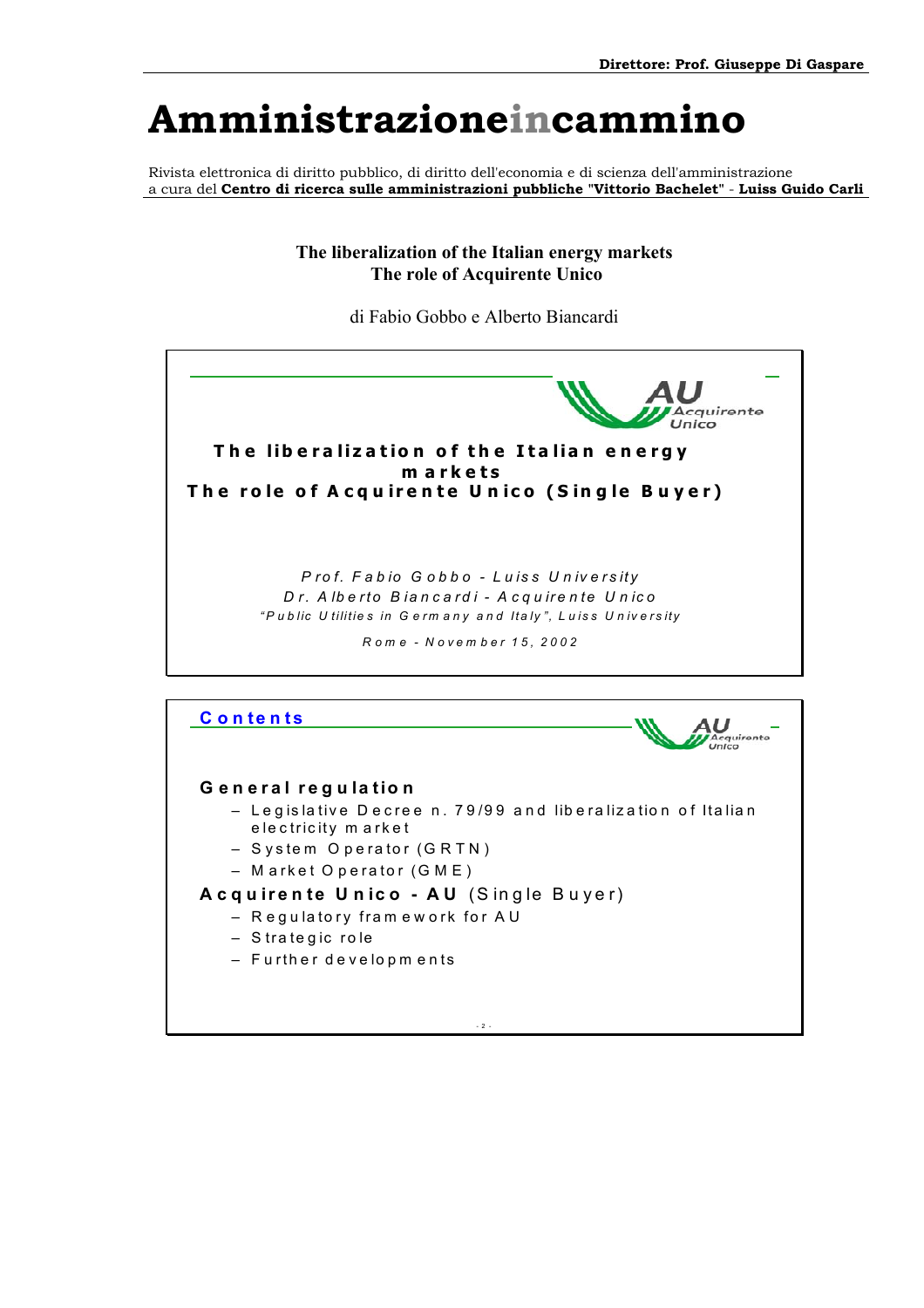# Amministrazioneincammino

Rivista elettronica di diritto pubblico, di diritto dell'economia e di scienza dell'amministrazione
a cura del **Centro di ricerca sulle amministrazioni pubbliche "Vittorio Bachelet"** - **Luiss Guido Carli**

**The liberalization of the Italian energy markets**
**The role of Acquirente Unico**

di Fabio Gobbo e Alberto Biancardi

**The liberalization of the Italian energy markets**
**The role of Acquirente Unico (Single Buyer)**

*Prof. Fabio Gobbo - Luiss University*
*Dr. Alberto Biancardi - Acquirente Unico*
*"Public Utilities in Germany and Italy", Luiss University*

*Rome - November 15, 2002*

## Contents

**General regulation**

- Legislative Decree n. 79/99 and liberalization of Italian electricity market
- System Operator (GRTN)
- Market Operator (GME)

**Acquirente Unico - AU** (Single Buyer)

- Regulatory framework for AU
- Strategic role
- Further developments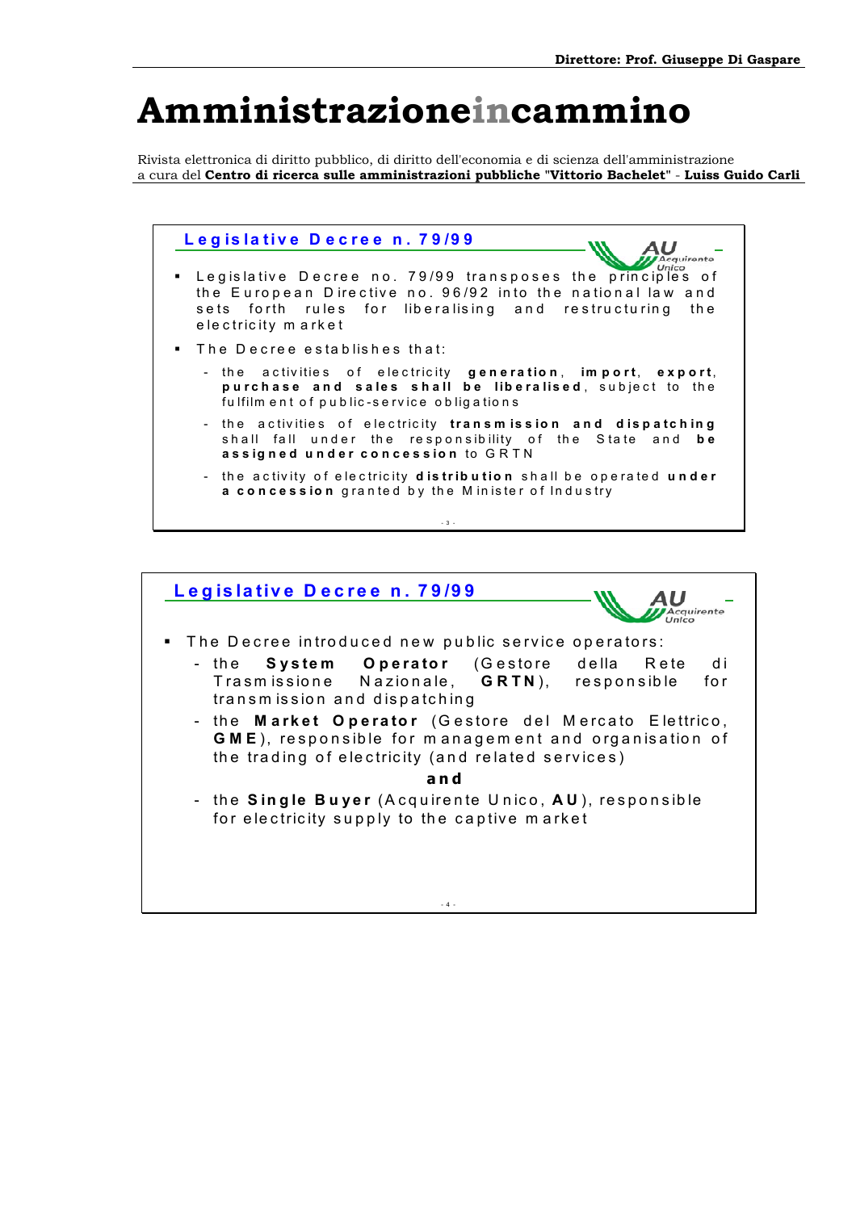## Legislative Decree n. 79/99

- Legislative Decree no. 79/99 transposes the principles of the European Directive no. 96/92 into the national law and sets forth rules for liberalising and restructuring the electricity market
- The Decree establishes that:
  - the activities of electricity **generation**, **import**, **export**, **purchase and sales shall be liberalised**, subject to the fulfilment of public-service obligations
  - the activities of electricity **transmission and dispatching** shall fall under the responsibility of the State and **be assigned under concession** to GRTN
  - the activity of electricity **distribution** shall be operated **under a concession** granted by the Minister of Industry

## Legislative Decree n. 79/99

- The Decree introduced new public service operators:
  - the **System Operator** (Gestore della Rete di Trasmissione Nazionale, **GRTN**), responsible for transmission and dispatching
  - the **Market Operator** (Gestore del Mercato Elettrico, **GME**), responsible for management and organisation of the trading of electricity (and related services)

    **and**
  - the **Single Buyer** (Acquirente Unico, **AU**), responsible for electricity supply to the captive market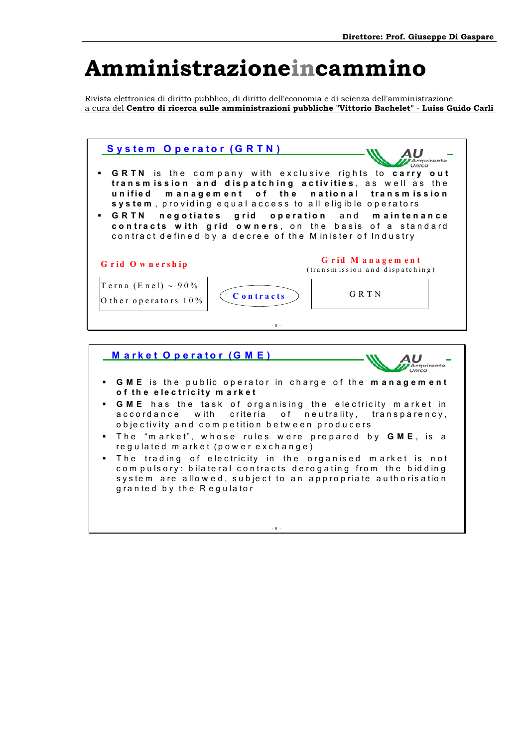## System Operator (GRTN)

- **GRTN** is the company with exclusive rights to **carry out transmission and dispatching activities**, as well as the **unified management of the national transmission system**, providing equal access to all eligible operators
- **GRTN negotiates grid operation and maintenance contracts with grid owners**, on the basis of a standard contract defined by a decree of the Minister of Industry

| Grid Ownership | | Grid Management (transmission and dispatching) |
|---|---|---|
| Terna (Enel) ~ 90%<br>Other operators 10% | Contracts | GRTN |

## Market Operator (GME)

- **GME** is the public operator in charge of the **management of the electricity market**
- **GME** has the task of organising the electricity market in accordance with criteria of neutrality, transparency, objectivity and competition between producers
- The "market", whose rules were prepared by **GME**, is a regulated market (power exchange)
- The trading of electricity in the organised market is not compulsory: bilateral contracts derogating from the bidding system are allowed, subject to an appropriate authorisation granted by the Regulator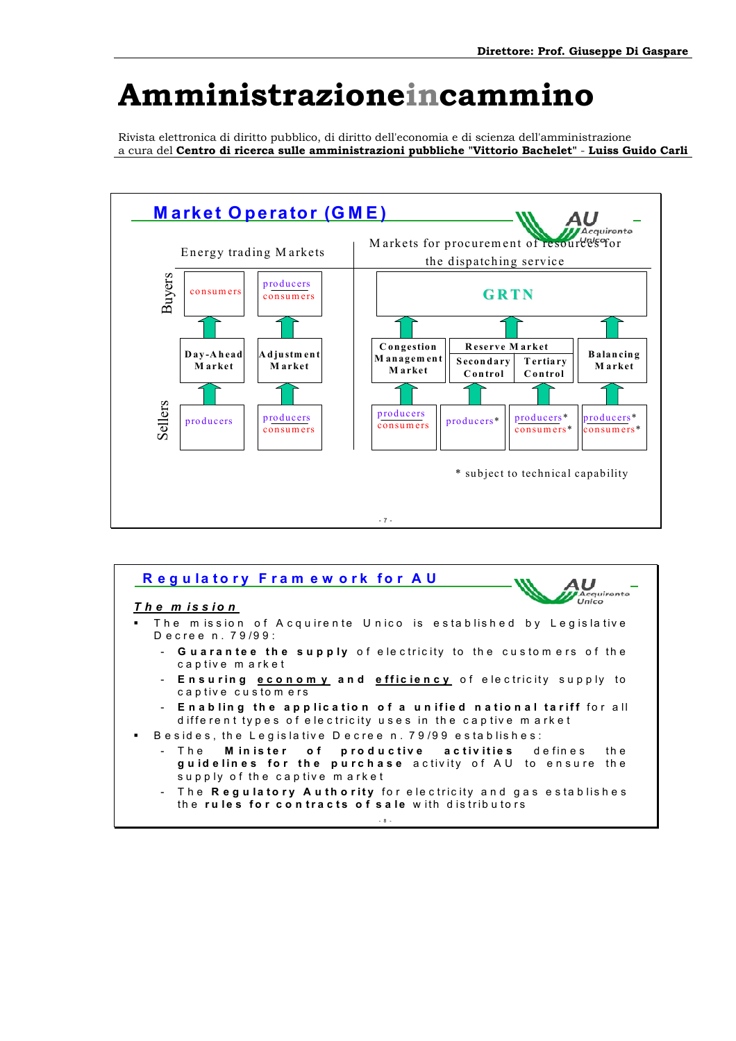## Market Operator (GME)

Energy trading Markets | Markets for procurement of resources for the dispatching service

| | Energy trading Markets | | Markets for procurement of resources for the dispatching service | | | |
|---|---|---|---|---|---|---|
| **Buyers** | consumers | producers consumers | GRTN | | | |
| | Day-Ahead Market | Adjustment Market | Congestion Management Market | Reserve Market – Secondary Control | Reserve Market – Tertiary Control | Balancing Market |
| **Sellers** | producers | producers consumers | producers consumers | producers* | producers* consumers* | producers* consumers* |

\* subject to technical capability

## Regulatory Framework for AU

***The mission***

- The mission of Acquirente Unico is established by Legislative Decree n. 79/99:
  - **Guarantee the supply** of electricity to the customers of the captive market
  - **Ensuring** **economy** **and** **efficiency** of electricity supply to captive customers
  - **Enabling the application of a unified national tariff** for all different types of electricity uses in the captive market
- Besides, the Legislative Decree n. 79/99 establishes:
  - The **Minister of productive activities** defines the **guidelines for the purchase** activity of AU to ensure the supply of the captive market
  - The **Regulatory Authority** for electricity and gas establishes the **rules for contracts of sale** with distributors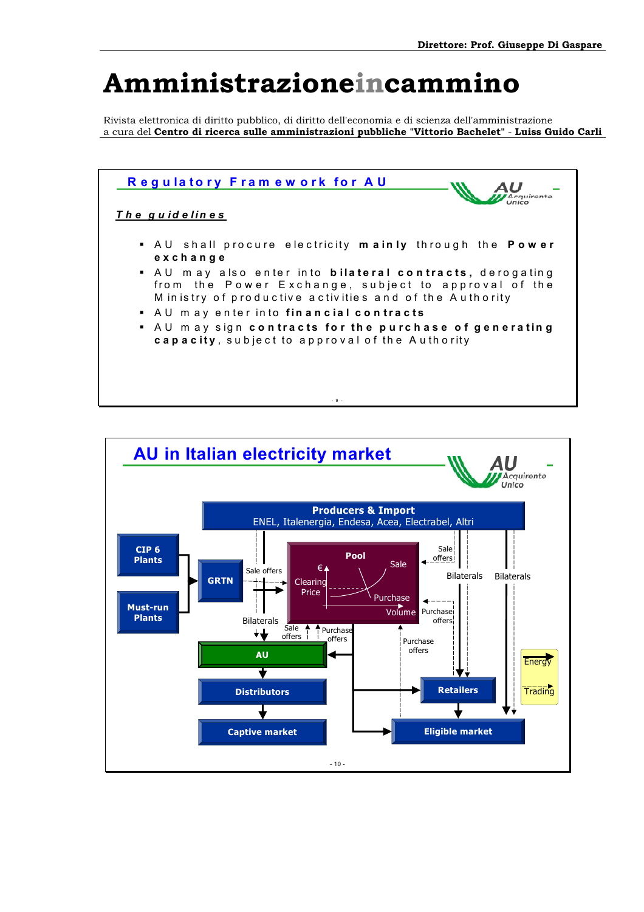## Regulatory Framework for AU

AU Acquirente Unico

*The guidelines*

- AU shall procure electricity **mainly** through the **Power exchange**
- AU may also enter into **bilateral contracts,** derogating from the Power Exchange, subject to approval of the Ministry of productive activities and of the Authority
- AU may enter into **financial contracts**
- AU may sign **contracts for the purchase of generating capacity**, subject to approval of the Authority

## AU in Italian electricity market

AU Acquirente Unico

**Producers & Import**
ENEL, Italenergia, Endesa, Acea, Electrabel, Altri

**CIP 6 Plants** — **Must-run Plants** — **GRTN**

**Pool**: Clearing Price (€), Volume, Sale, Purchase

Sale offers — Purchase offers — Bilaterals

**AU** → **Distributors** → **Captive market**

**Retailers** → **Eligible market**

Energy — Trading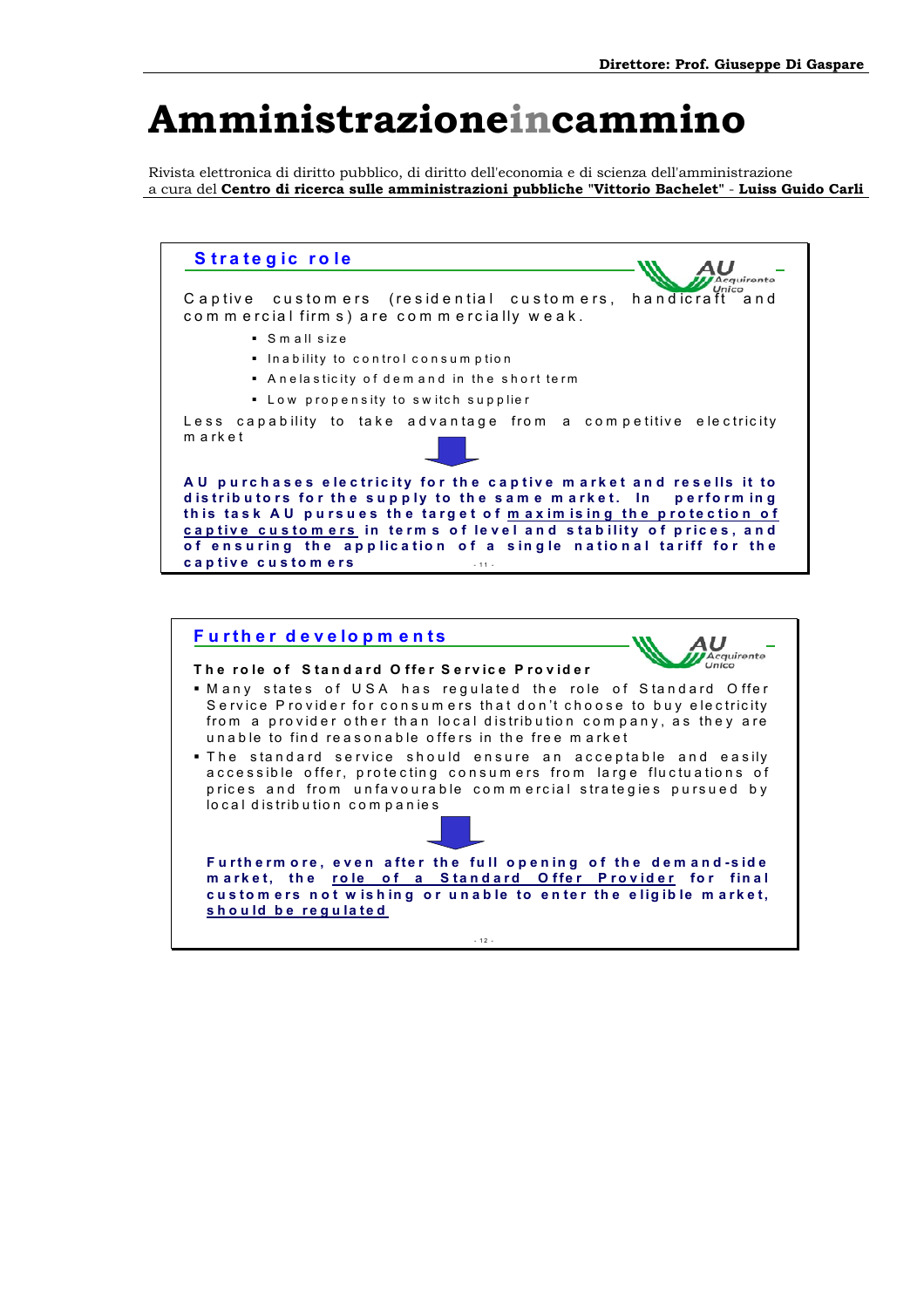## Strategic role

Captive customers (residential customers, handicraft and commercial firms) are commercially weak.

- Small size
- Inability to control consumption
- Anelasticity of demand in the short term
- Low propensity to switch supplier

Less capability to take advantage from a competitive electricity market

**AU purchases electricity for the captive market and resells it to distributors for the supply to the same market. In performing this task AU pursues the target of <u>maximising the protection of captive customers</u> in terms of level and stability of prices, and of ensuring the application of a single national tariff for the captive customers**

## Further developments

**The role of Standard Offer Service Provider**

- Many states of USA has regulated the role of Standard Offer Service Provider for consumers that don't choose to buy electricity from a provider other than local distribution company, as they are unable to find reasonable offers in the free market
- The standard service should ensure an acceptable and easily accessible offer, protecting consumers from large fluctuations of prices and from unfavourable commercial strategies pursued by local distribution companies

**Furthermore, even after the full opening of the demand-side market, the <u>role of a Standard Offer Provider</u> for final customers not wishing or unable to enter the eligible market, <u>should be regulated</u>**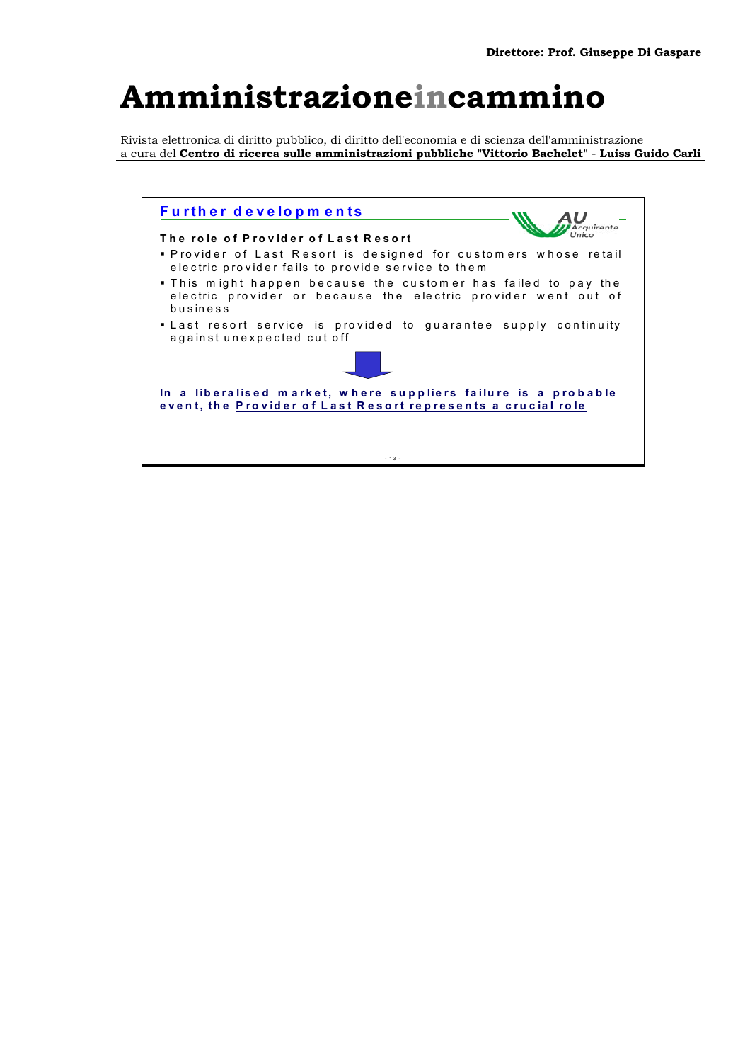## Further developments

**The role of Provider of Last Resort**

- Provider of Last Resort is designed for customers whose retail electric provider fails to provide service to them
- This might happen because the customer has failed to pay the electric provider or because the electric provider went out of business
- Last resort service is provided to guarantee supply continuity against unexpected cut off

**In a liberalised market, where suppliers failure is a probable event, the Provider of Last Resort represents a crucial role**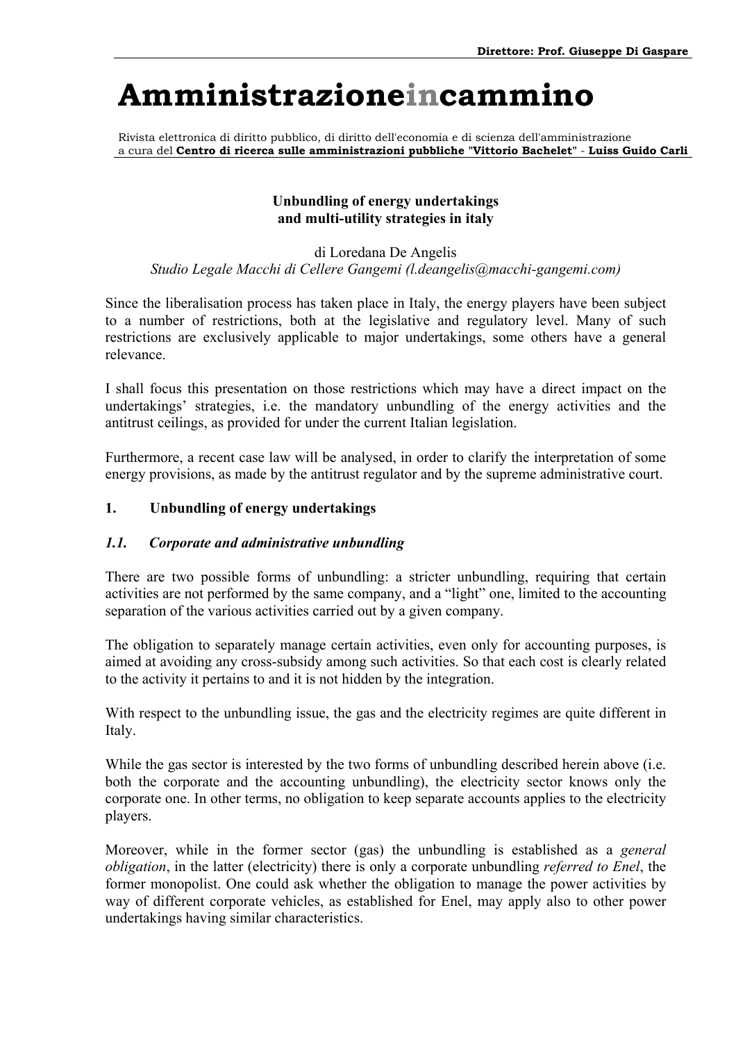# Amministrazioneincammino

Rivista elettronica di diritto pubblico, di diritto dell'economia e di scienza dell'amministrazione
a cura del **Centro di ricerca sulle amministrazioni pubbliche "Vittorio Bachelet" - Luiss Guido Carli**

**Unbundling of energy undertakings and multi-utility strategies in italy**

di Loredana De Angelis
*Studio Legale Macchi di Cellere Gangemi (l.deangelis@macchi-gangemi.com)*

Since the liberalisation process has taken place in Italy, the energy players have been subject to a number of restrictions, both at the legislative and regulatory level. Many of such restrictions are exclusively applicable to major undertakings, some others have a general relevance.

I shall focus this presentation on those restrictions which may have a direct impact on the undertakings' strategies, i.e. the mandatory unbundling of the energy activities and the antitrust ceilings, as provided for under the current Italian legislation.

Furthermore, a recent case law will be analysed, in order to clarify the interpretation of some energy provisions, as made by the antitrust regulator and by the supreme administrative court.

## 1. Unbundling of energy undertakings

### *1.1. Corporate and administrative unbundling*

There are two possible forms of unbundling: a stricter unbundling, requiring that certain activities are not performed by the same company, and a "light" one, limited to the accounting separation of the various activities carried out by a given company.

The obligation to separately manage certain activities, even only for accounting purposes, is aimed at avoiding any cross-subsidy among such activities. So that each cost is clearly related to the activity it pertains to and it is not hidden by the integration.

With respect to the unbundling issue, the gas and the electricity regimes are quite different in Italy.

While the gas sector is interested by the two forms of unbundling described herein above (i.e. both the corporate and the accounting unbundling), the electricity sector knows only the corporate one. In other terms, no obligation to keep separate accounts applies to the electricity players.

Moreover, while in the former sector (gas) the unbundling is established as a *general obligation*, in the latter (electricity) there is only a corporate unbundling *referred to Enel*, the former monopolist. One could ask whether the obligation to manage the power activities by way of different corporate vehicles, as established for Enel, may apply also to other power undertakings having similar characteristics.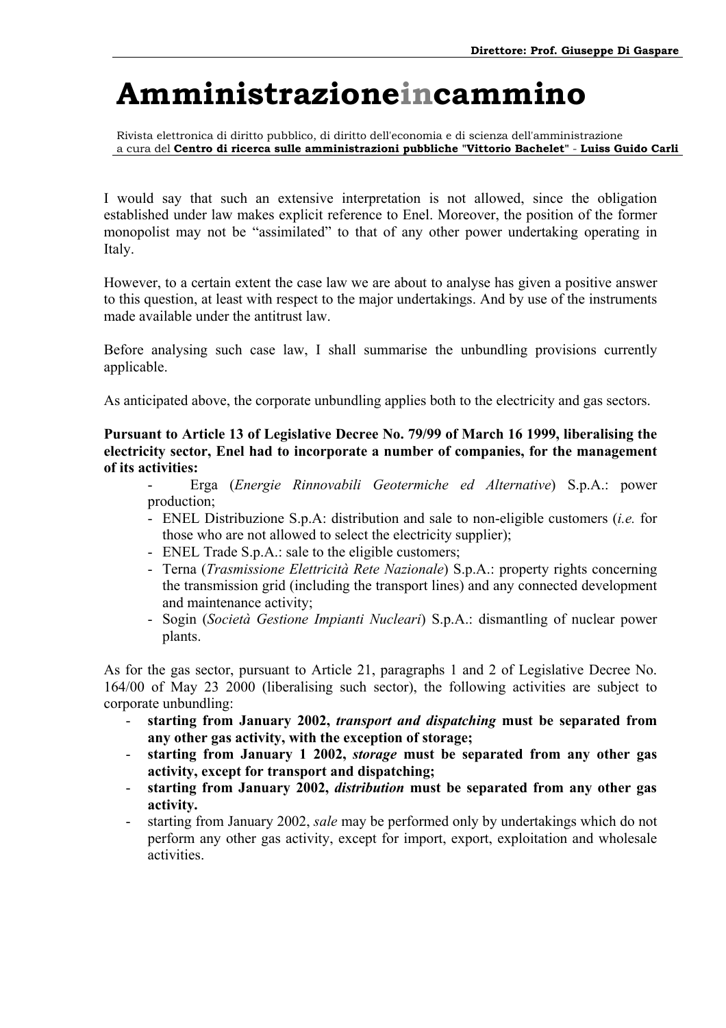I would say that such an extensive interpretation is not allowed, since the obligation established under law makes explicit reference to Enel. Moreover, the position of the former monopolist may not be "assimilated" to that of any other power undertaking operating in Italy.

However, to a certain extent the case law we are about to analyse has given a positive answer to this question, at least with respect to the major undertakings. And by use of the instruments made available under the antitrust law.

Before analysing such case law, I shall summarise the unbundling provisions currently applicable.

As anticipated above, the corporate unbundling applies both to the electricity and gas sectors.

**Pursuant to Article 13 of Legislative Decree No. 79/99 of March 16 1999, liberalising the electricity sector, Enel had to incorporate a number of companies, for the management of its activities:**

- Erga (*Energie Rinnovabili Geotermiche ed Alternative*) S.p.A.: power production;
- ENEL Distribuzione S.p.A: distribution and sale to non-eligible customers (*i.e.* for those who are not allowed to select the electricity supplier);
- ENEL Trade S.p.A.: sale to the eligible customers;
- Terna (*Trasmissione Elettricità Rete Nazionale*) S.p.A.: property rights concerning the transmission grid (including the transport lines) and any connected development and maintenance activity;
- Sogin (*Società Gestione Impianti Nucleari*) S.p.A.: dismantling of nuclear power plants.

As for the gas sector, pursuant to Article 21, paragraphs 1 and 2 of Legislative Decree No. 164/00 of May 23 2000 (liberalising such sector), the following activities are subject to corporate unbundling:

- **starting from January 2002, *transport and dispatching* must be separated from any other gas activity, with the exception of storage;**
- **starting from January 1 2002, *storage* must be separated from any other gas activity, except for transport and dispatching;**
- **starting from January 2002, *distribution* must be separated from any other gas activity.**
- starting from January 2002, *sale* may be performed only by undertakings which do not perform any other gas activity, except for import, export, exploitation and wholesale activities.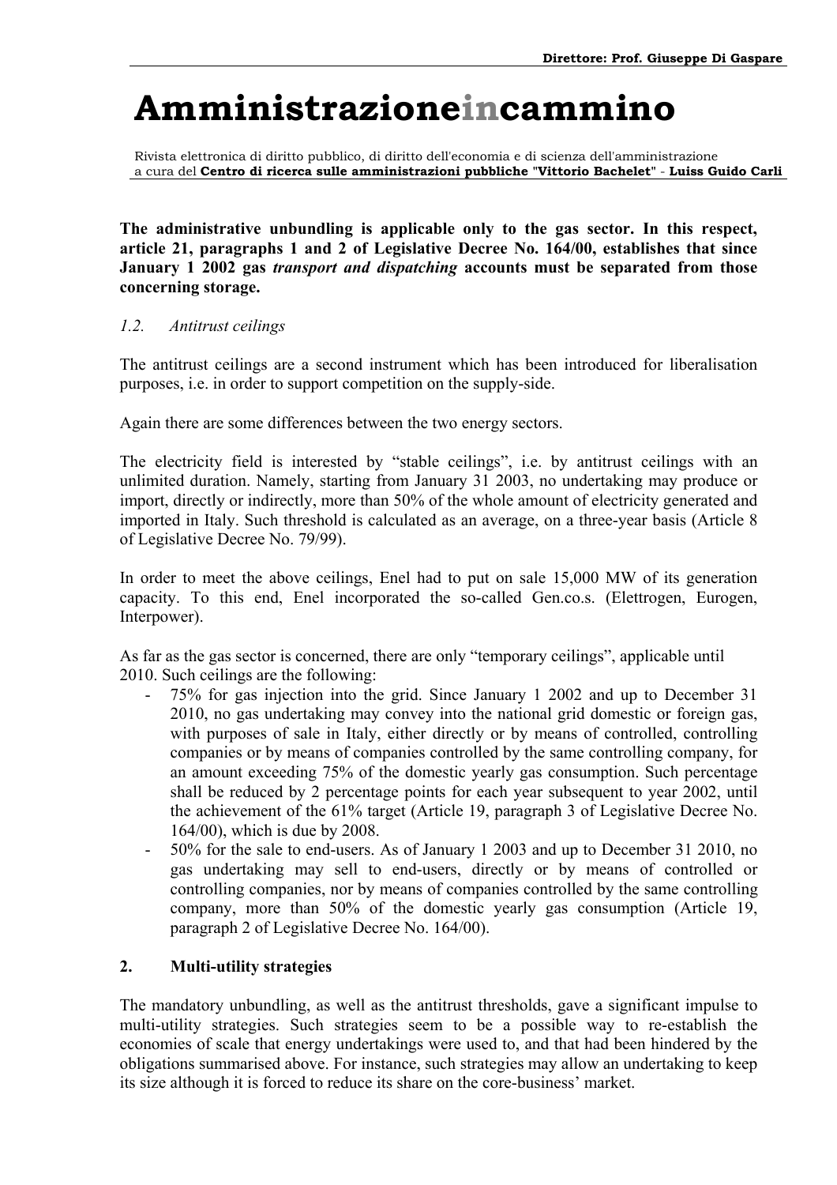**The administrative unbundling is applicable only to the gas sector. In this respect, article 21, paragraphs 1 and 2 of Legislative Decree No. 164/00, establishes that since January 1 2002 gas *transport and dispatching* accounts must be separated from those concerning storage.**

### *1.2. Antitrust ceilings*

The antitrust ceilings are a second instrument which has been introduced for liberalisation purposes, i.e. in order to support competition on the supply-side.

Again there are some differences between the two energy sectors.

The electricity field is interested by "stable ceilings", i.e. by antitrust ceilings with an unlimited duration. Namely, starting from January 31 2003, no undertaking may produce or import, directly or indirectly, more than 50% of the whole amount of electricity generated and imported in Italy. Such threshold is calculated as an average, on a three-year basis (Article 8 of Legislative Decree No. 79/99).

In order to meet the above ceilings, Enel had to put on sale 15,000 MW of its generation capacity. To this end, Enel incorporated the so-called Gen.co.s. (Elettrogen, Eurogen, Interpower).

As far as the gas sector is concerned, there are only "temporary ceilings", applicable until 2010. Such ceilings are the following:

- 75% for gas injection into the grid. Since January 1 2002 and up to December 31 2010, no gas undertaking may convey into the national grid domestic or foreign gas, with purposes of sale in Italy, either directly or by means of controlled, controlling companies or by means of companies controlled by the same controlling company, for an amount exceeding 75% of the domestic yearly gas consumption. Such percentage shall be reduced by 2 percentage points for each year subsequent to year 2002, until the achievement of the 61% target (Article 19, paragraph 3 of Legislative Decree No. 164/00), which is due by 2008.
- 50% for the sale to end-users. As of January 1 2003 and up to December 31 2010, no gas undertaking may sell to end-users, directly or by means of controlled or controlling companies, nor by means of companies controlled by the same controlling company, more than 50% of the domestic yearly gas consumption (Article 19, paragraph 2 of Legislative Decree No. 164/00).

## 2. Multi-utility strategies

The mandatory unbundling, as well as the antitrust thresholds, gave a significant impulse to multi-utility strategies. Such strategies seem to be a possible way to re-establish the economies of scale that energy undertakings were used to, and that had been hindered by the obligations summarised above. For instance, such strategies may allow an undertaking to keep its size although it is forced to reduce its share on the core-business' market.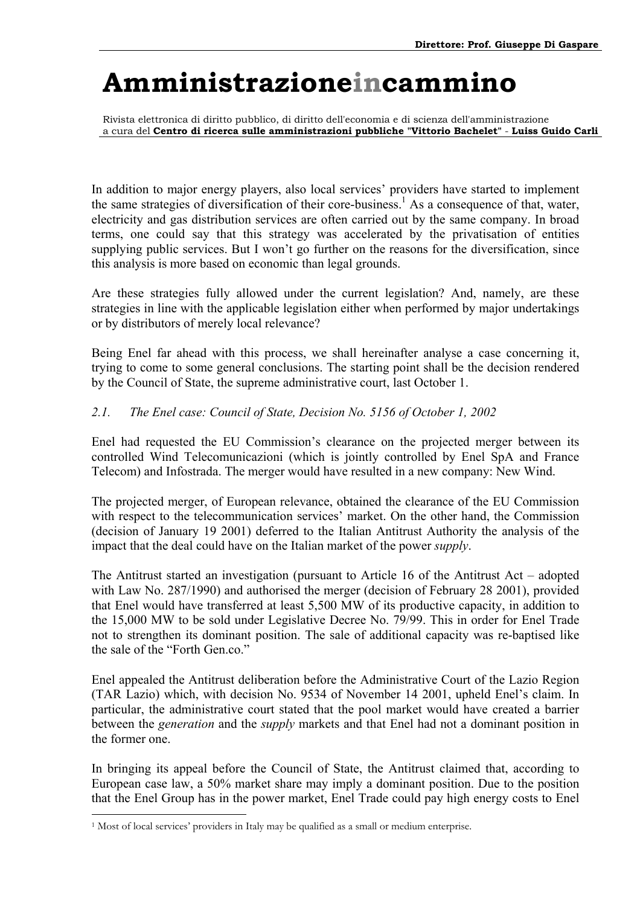In addition to major energy players, also local services' providers have started to implement the same strategies of diversification of their core-business.[1] As a consequence of that, water, electricity and gas distribution services are often carried out by the same company. In broad terms, one could say that this strategy was accelerated by the privatisation of entities supplying public services. But I won't go further on the reasons for the diversification, since this analysis is more based on economic than legal grounds.

Are these strategies fully allowed under the current legislation? And, namely, are these strategies in line with the applicable legislation either when performed by major undertakings or by distributors of merely local relevance?

Being Enel far ahead with this process, we shall hereinafter analyse a case concerning it, trying to come to some general conclusions. The starting point shall be the decision rendered by the Council of State, the supreme administrative court, last October 1.

### *2.1. The Enel case: Council of State, Decision No. 5156 of October 1, 2002*

Enel had requested the EU Commission's clearance on the projected merger between its controlled Wind Telecomunicazioni (which is jointly controlled by Enel SpA and France Telecom) and Infostrada. The merger would have resulted in a new company: New Wind.

The projected merger, of European relevance, obtained the clearance of the EU Commission with respect to the telecommunication services' market. On the other hand, the Commission (decision of January 19 2001) deferred to the Italian Antitrust Authority the analysis of the impact that the deal could have on the Italian market of the power *supply*.

The Antitrust started an investigation (pursuant to Article 16 of the Antitrust Act – adopted with Law No. 287/1990) and authorised the merger (decision of February 28 2001), provided that Enel would have transferred at least 5,500 MW of its productive capacity, in addition to the 15,000 MW to be sold under Legislative Decree No. 79/99. This in order for Enel Trade not to strengthen its dominant position. The sale of additional capacity was re-baptised like the sale of the "Forth Gen.co."

Enel appealed the Antitrust deliberation before the Administrative Court of the Lazio Region (TAR Lazio) which, with decision No. 9534 of November 14 2001, upheld Enel's claim. In particular, the administrative court stated that the pool market would have created a barrier between the *generation* and the *supply* markets and that Enel had not a dominant position in the former one.

In bringing its appeal before the Council of State, the Antitrust claimed that, according to European case law, a 50% market share may imply a dominant position. Due to the position that the Enel Group has in the power market, Enel Trade could pay high energy costs to Enel

---

[1] Most of local services' providers in Italy may be qualified as a small or medium enterprise.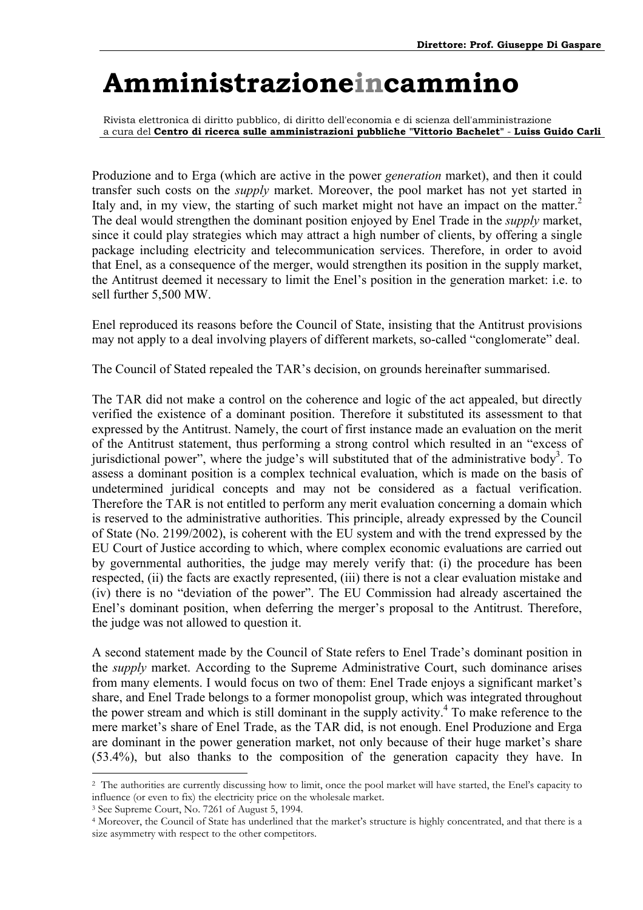Produzione and to Erga (which are active in the power *generation* market), and then it could transfer such costs on the *supply* market. Moreover, the pool market has not yet started in Italy and, in my view, the starting of such market might not have an impact on the matter.[2] The deal would strengthen the dominant position enjoyed by Enel Trade in the *supply* market, since it could play strategies which may attract a high number of clients, by offering a single package including electricity and telecommunication services. Therefore, in order to avoid that Enel, as a consequence of the merger, would strengthen its position in the supply market, the Antitrust deemed it necessary to limit the Enel's position in the generation market: i.e. to sell further 5,500 MW.

Enel reproduced its reasons before the Council of State, insisting that the Antitrust provisions may not apply to a deal involving players of different markets, so-called "conglomerate" deal.

The Council of Stated repealed the TAR's decision, on grounds hereinafter summarised.

The TAR did not make a control on the coherence and logic of the act appealed, but directly verified the existence of a dominant position. Therefore it substituted its assessment to that expressed by the Antitrust. Namely, the court of first instance made an evaluation on the merit of the Antitrust statement, thus performing a strong control which resulted in an "excess of jurisdictional power", where the judge's will substituted that of the administrative body[3]. To assess a dominant position is a complex technical evaluation, which is made on the basis of undetermined juridical concepts and may not be considered as a factual verification. Therefore the TAR is not entitled to perform any merit evaluation concerning a domain which is reserved to the administrative authorities. This principle, already expressed by the Council of State (No. 2199/2002), is coherent with the EU system and with the trend expressed by the EU Court of Justice according to which, where complex economic evaluations are carried out by governmental authorities, the judge may merely verify that: (i) the procedure has been respected, (ii) the facts are exactly represented, (iii) there is not a clear evaluation mistake and (iv) there is no "deviation of the power". The EU Commission had already ascertained the Enel's dominant position, when deferring the merger's proposal to the Antitrust. Therefore, the judge was not allowed to question it.

A second statement made by the Council of State refers to Enel Trade's dominant position in the *supply* market. According to the Supreme Administrative Court, such dominance arises from many elements. I would focus on two of them: Enel Trade enjoys a significant market's share, and Enel Trade belongs to a former monopolist group, which was integrated throughout the power stream and which is still dominant in the supply activity.[4] To make reference to the mere market's share of Enel Trade, as the TAR did, is not enough. Enel Produzione and Erga are dominant in the power generation market, not only because of their huge market's share (53.4%), but also thanks to the composition of the generation capacity they have. In

---

[2] The authorities are currently discussing how to limit, once the pool market will have started, the Enel's capacity to influence (or even to fix) the electricity price on the wholesale market.

[3] See Supreme Court, No. 7261 of August 5, 1994.

[4] Moreover, the Council of State has underlined that the market's structure is highly concentrated, and that there is a size asymmetry with respect to the other competitors.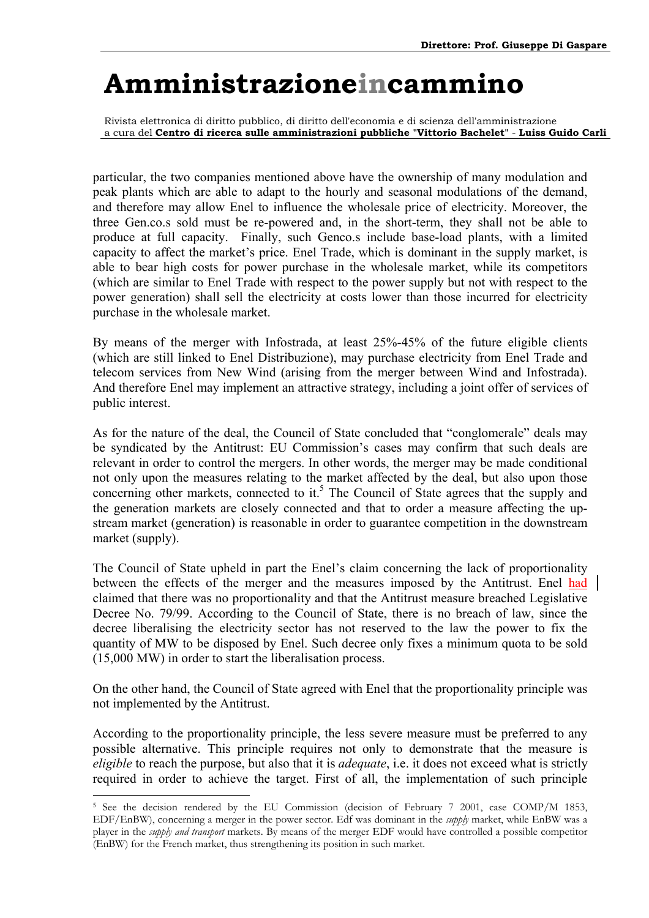particular, the two companies mentioned above have the ownership of many modulation and peak plants which are able to adapt to the hourly and seasonal modulations of the demand, and therefore may allow Enel to influence the wholesale price of electricity. Moreover, the three Gen.co.s sold must be re-powered and, in the short-term, they shall not be able to produce at full capacity. Finally, such Genco.s include base-load plants, with a limited capacity to affect the market's price. Enel Trade, which is dominant in the supply market, is able to bear high costs for power purchase in the wholesale market, while its competitors (which are similar to Enel Trade with respect to the power supply but not with respect to the power generation) shall sell the electricity at costs lower than those incurred for electricity purchase in the wholesale market.

By means of the merger with Infostrada, at least 25%-45% of the future eligible clients (which are still linked to Enel Distribuzione), may purchase electricity from Enel Trade and telecom services from New Wind (arising from the merger between Wind and Infostrada). And therefore Enel may implement an attractive strategy, including a joint offer of services of public interest.

As for the nature of the deal, the Council of State concluded that "conglomerale" deals may be syndicated by the Antitrust: EU Commission's cases may confirm that such deals are relevant in order to control the mergers. In other words, the merger may be made conditional not only upon the measures relating to the market affected by the deal, but also upon those concerning other markets, connected to it.[5] The Council of State agrees that the supply and the generation markets are closely connected and that to order a measure affecting the up-stream market (generation) is reasonable in order to guarantee competition in the downstream market (supply).

The Council of State upheld in part the Enel's claim concerning the lack of proportionality between the effects of the merger and the measures imposed by the Antitrust. Enel had claimed that there was no proportionality and that the Antitrust measure breached Legislative Decree No. 79/99. According to the Council of State, there is no breach of law, since the decree liberalising the electricity sector has not reserved to the law the power to fix the quantity of MW to be disposed by Enel. Such decree only fixes a minimum quota to be sold (15,000 MW) in order to start the liberalisation process.

On the other hand, the Council of State agreed with Enel that the proportionality principle was not implemented by the Antitrust.

According to the proportionality principle, the less severe measure must be preferred to any possible alternative. This principle requires not only to demonstrate that the measure is *eligible* to reach the purpose, but also that it is *adequate*, i.e. it does not exceed what is strictly required in order to achieve the target. First of all, the implementation of such principle

[5] See the decision rendered by the EU Commission (decision of February 7 2001, case COMP/M 1853, EDF/EnBW), concerning a merger in the power sector. Edf was dominant in the *supply* market, while EnBW was a player in the *supply and transport* markets. By means of the merger EDF would have controlled a possible competitor (EnBW) for the French market, thus strengthening its position in such market.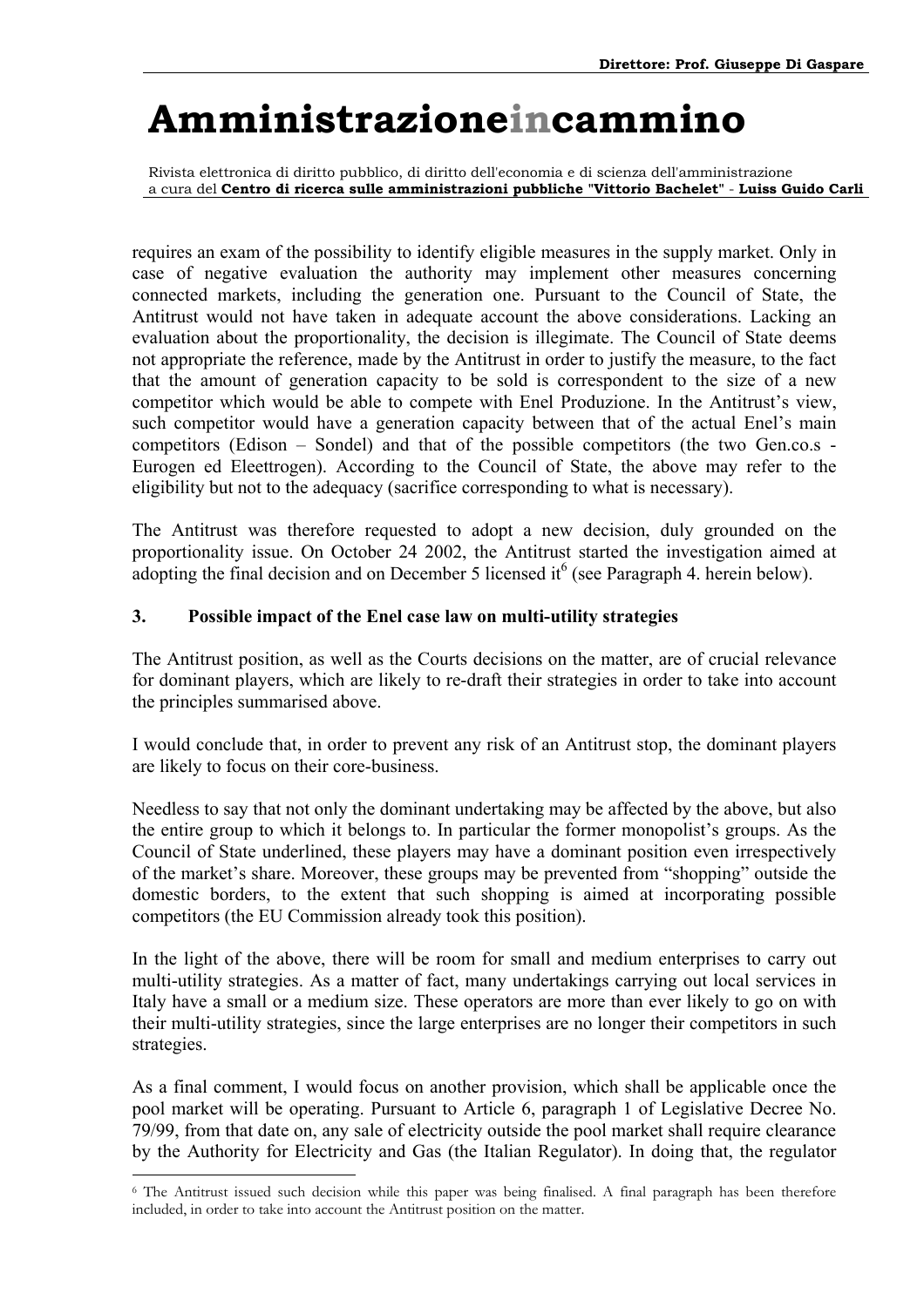requires an exam of the possibility to identify eligible measures in the supply market. Only in case of negative evaluation the authority may implement other measures concerning connected markets, including the generation one. Pursuant to the Council of State, the Antitrust would not have taken in adequate account the above considerations. Lacking an evaluation about the proportionality, the decision is illegimate. The Council of State deems not appropriate the reference, made by the Antitrust in order to justify the measure, to the fact that the amount of generation capacity to be sold is correspondent to the size of a new competitor which would be able to compete with Enel Produzione. In the Antitrust's view, such competitor would have a generation capacity between that of the actual Enel's main competitors (Edison – Sondel) and that of the possible competitors (the two Gen.co.s - Eurogen ed Eleettrogen). According to the Council of State, the above may refer to the eligibility but not to the adequacy (sacrifice corresponding to what is necessary).

The Antitrust was therefore requested to adopt a new decision, duly grounded on the proportionality issue. On October 24 2002, the Antitrust started the investigation aimed at adopting the final decision and on December 5 licensed it[6] (see Paragraph 4. herein below).

### 3. Possible impact of the Enel case law on multi-utility strategies

The Antitrust position, as well as the Courts decisions on the matter, are of crucial relevance for dominant players, which are likely to re-draft their strategies in order to take into account the principles summarised above.

I would conclude that, in order to prevent any risk of an Antitrust stop, the dominant players are likely to focus on their core-business.

Needless to say that not only the dominant undertaking may be affected by the above, but also the entire group to which it belongs to. In particular the former monopolist's groups. As the Council of State underlined, these players may have a dominant position even irrespectively of the market's share. Moreover, these groups may be prevented from "shopping" outside the domestic borders, to the extent that such shopping is aimed at incorporating possible competitors (the EU Commission already took this position).

In the light of the above, there will be room for small and medium enterprises to carry out multi-utility strategies. As a matter of fact, many undertakings carrying out local services in Italy have a small or a medium size. These operators are more than ever likely to go on with their multi-utility strategies, since the large enterprises are no longer their competitors in such strategies.

As a final comment, I would focus on another provision, which shall be applicable once the pool market will be operating. Pursuant to Article 6, paragraph 1 of Legislative Decree No. 79/99, from that date on, any sale of electricity outside the pool market shall require clearance by the Authority for Electricity and Gas (the Italian Regulator). In doing that, the regulator

---

[6] The Antitrust issued such decision while this paper was being finalised. A final paragraph has been therefore included, in order to take into account the Antitrust position on the matter.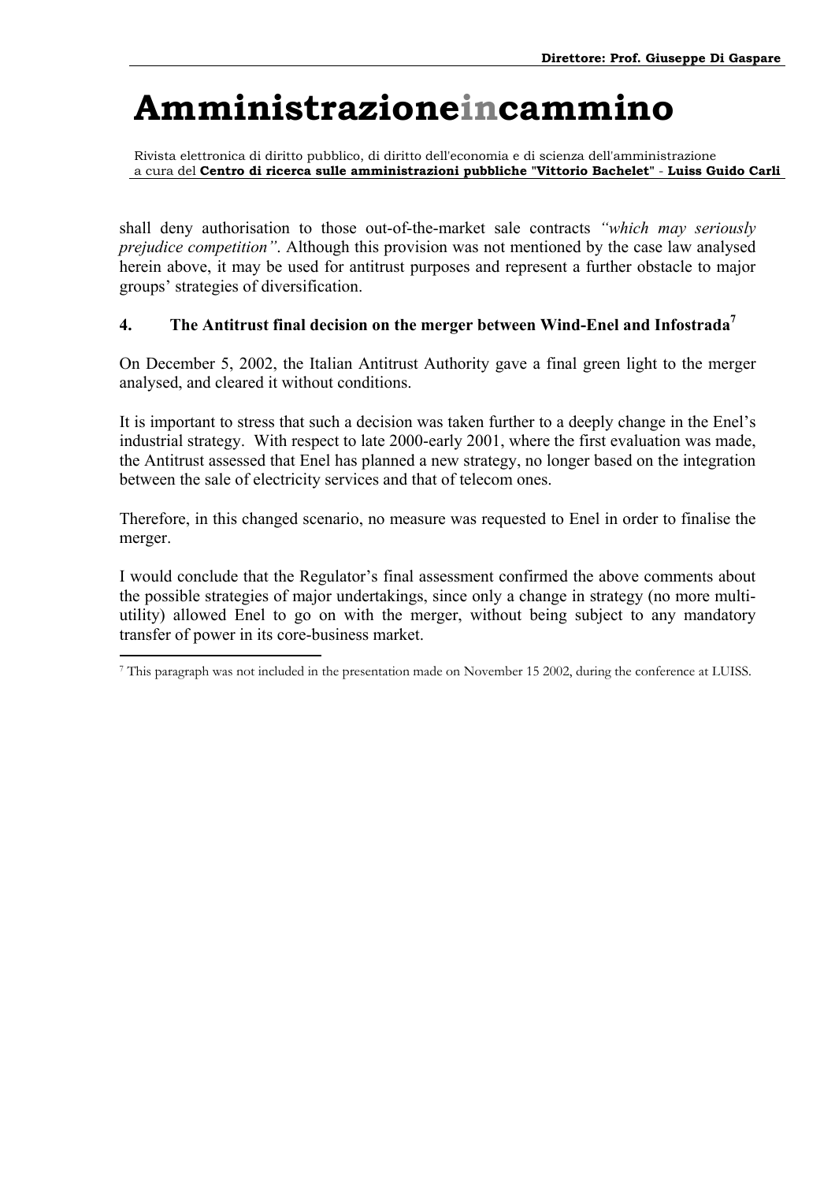shall deny authorisation to those out-of-the-market sale contracts *"which may seriously prejudice competition"*. Although this provision was not mentioned by the case law analysed herein above, it may be used for antitrust purposes and represent a further obstacle to major groups' strategies of diversification.

## 4. The Antitrust final decision on the merger between Wind-Enel and Infostrada[7]

On December 5, 2002, the Italian Antitrust Authority gave a final green light to the merger analysed, and cleared it without conditions.

It is important to stress that such a decision was taken further to a deeply change in the Enel's industrial strategy. With respect to late 2000-early 2001, where the first evaluation was made, the Antitrust assessed that Enel has planned a new strategy, no longer based on the integration between the sale of electricity services and that of telecom ones.

Therefore, in this changed scenario, no measure was requested to Enel in order to finalise the merger.

I would conclude that the Regulator's final assessment confirmed the above comments about the possible strategies of major undertakings, since only a change in strategy (no more multi-utility) allowed Enel to go on with the merger, without being subject to any mandatory transfer of power in its core-business market.

---

[7] This paragraph was not included in the presentation made on November 15 2002, during the conference at LUISS.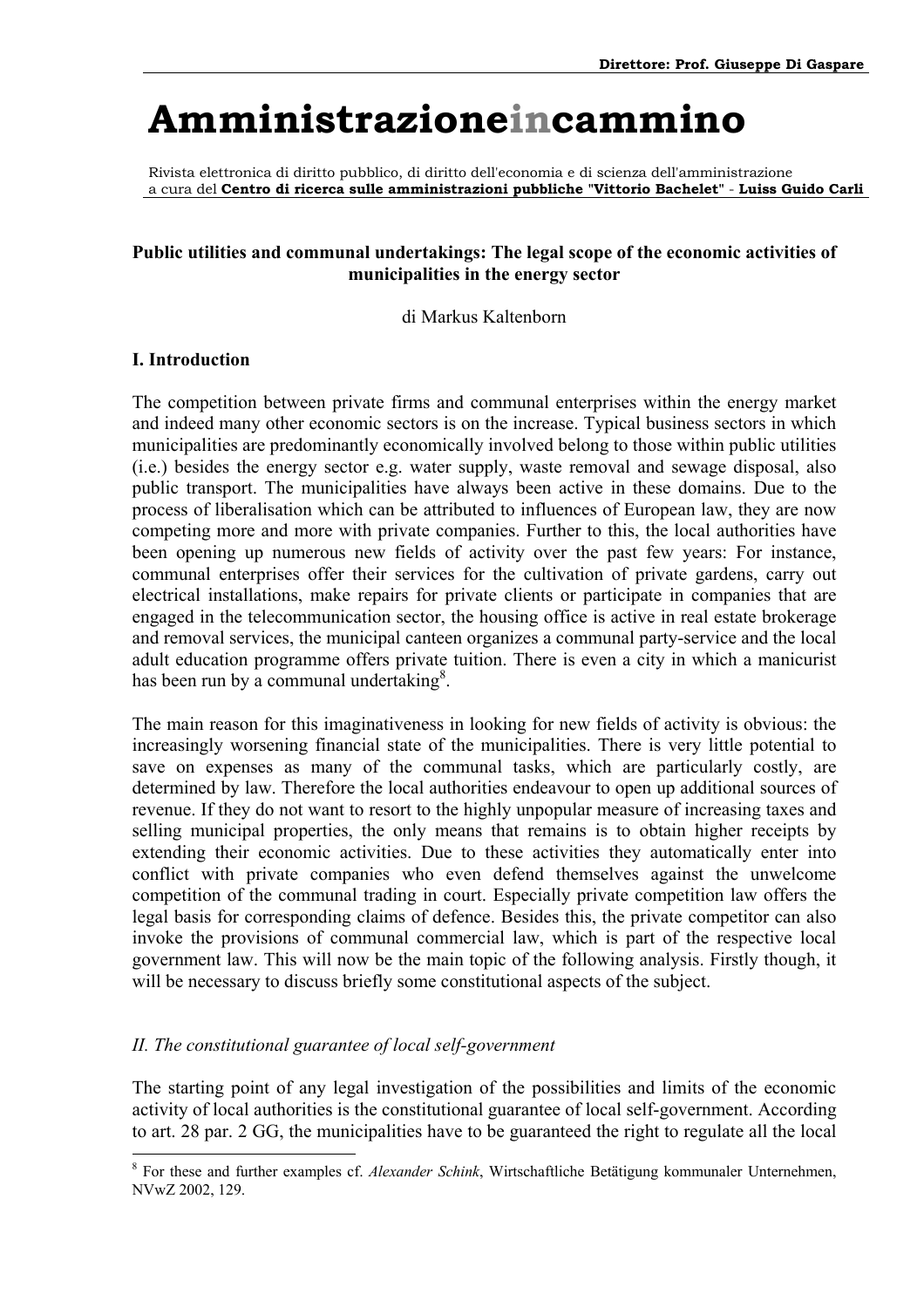**Public utilities and communal undertakings: The legal scope of the economic activities of municipalities in the energy sector**

di Markus Kaltenborn

## I. Introduction

The competition between private firms and communal enterprises within the energy market and indeed many other economic sectors is on the increase. Typical business sectors in which municipalities are predominantly economically involved belong to those within public utilities (i.e.) besides the energy sector e.g. water supply, waste removal and sewage disposal, also public transport. The municipalities have always been active in these domains. Due to the process of liberalisation which can be attributed to influences of European law, they are now competing more and more with private companies. Further to this, the local authorities have been opening up numerous new fields of activity over the past few years: For instance, communal enterprises offer their services for the cultivation of private gardens, carry out electrical installations, make repairs for private clients or participate in companies that are engaged in the telecommunication sector, the housing office is active in real estate brokerage and removal services, the municipal canteen organizes a communal party-service and the local adult education programme offers private tuition. There is even a city in which a manicurist has been run by a communal undertaking[8].

The main reason for this imaginativeness in looking for new fields of activity is obvious: the increasingly worsening financial state of the municipalities. There is very little potential to save on expenses as many of the communal tasks, which are particularly costly, are determined by law. Therefore the local authorities endeavour to open up additional sources of revenue. If they do not want to resort to the highly unpopular measure of increasing taxes and selling municipal properties, the only means that remains is to obtain higher receipts by extending their economic activities. Due to these activities they automatically enter into conflict with private companies who even defend themselves against the unwelcome competition of the communal trading in court. Especially private competition law offers the legal basis for corresponding claims of defence. Besides this, the private competitor can also invoke the provisions of communal commercial law, which is part of the respective local government law. This will now be the main topic of the following analysis. Firstly though, it will be necessary to discuss briefly some constitutional aspects of the subject.

## *II. The constitutional guarantee of local self-government*

The starting point of any legal investigation of the possibilities and limits of the economic activity of local authorities is the constitutional guarantee of local self-government. According to art. 28 par. 2 GG, the municipalities have to be guaranteed the right to regulate all the local

---

[8] For these and further examples cf. *Alexander Schink*, Wirtschaftliche Betätigung kommunaler Unternehmen, NVwZ 2002, 129.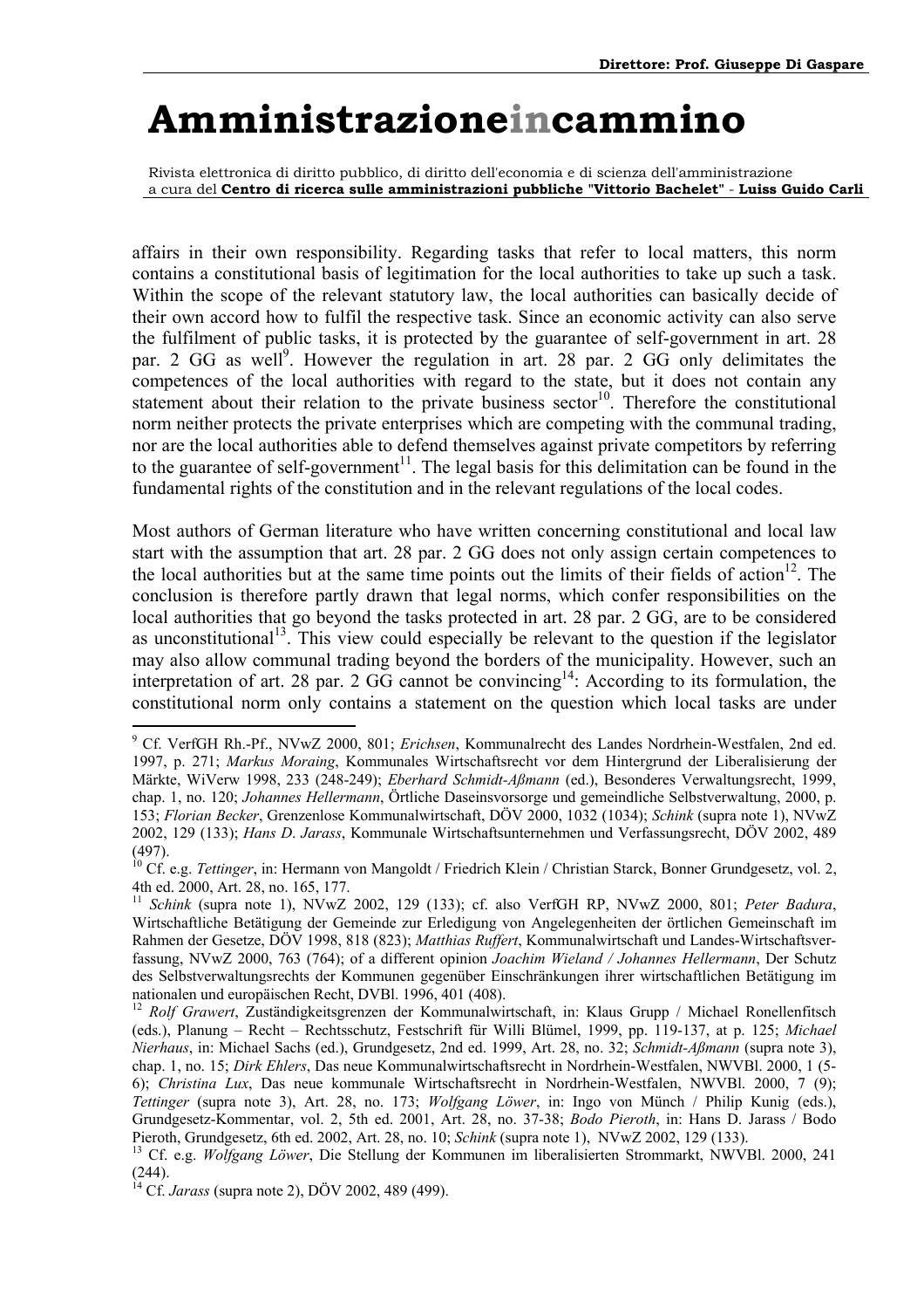affairs in their own responsibility. Regarding tasks that refer to local matters, this norm contains a constitutional basis of legitimation for the local authorities to take up such a task. Within the scope of the relevant statutory law, the local authorities can basically decide of their own accord how to fulfil the respective task. Since an economic activity can also serve the fulfilment of public tasks, it is protected by the guarantee of self-government in art. 28 par. 2 GG as well[9]. However the regulation in art. 28 par. 2 GG only delimitates the competences of the local authorities with regard to the state, but it does not contain any statement about their relation to the private business sector[10]. Therefore the constitutional norm neither protects the private enterprises which are competing with the communal trading, nor are the local authorities able to defend themselves against private competitors by referring to the guarantee of self-government[11]. The legal basis for this delimitation can be found in the fundamental rights of the constitution and in the relevant regulations of the local codes.

Most authors of German literature who have written concerning constitutional and local law start with the assumption that art. 28 par. 2 GG does not only assign certain competences to the local authorities but at the same time points out the limits of their fields of action[12]. The conclusion is therefore partly drawn that legal norms, which confer responsibilities on the local authorities that go beyond the tasks protected in art. 28 par. 2 GG, are to be considered as unconstitutional[13]. This view could especially be relevant to the question if the legislator may also allow communal trading beyond the borders of the municipality. However, such an interpretation of art. 28 par. 2 GG cannot be convincing[14]: According to its formulation, the constitutional norm only contains a statement on the question which local tasks are under

---

[9] Cf. VerfGH Rh.-Pf., NVwZ 2000, 801; *Erichsen*, Kommunalrecht des Landes Nordrhein-Westfalen, 2nd ed. 1997, p. 271; *Markus Moraing*, Kommunales Wirtschaftsrecht vor dem Hintergrund der Liberalisierung der Märkte, WiVerw 1998, 233 (248-249); *Eberhard Schmidt-Aßmann* (ed.), Besonderes Verwaltungsrecht, 1999, chap. 1, no. 120; *Johannes Hellermann*, Örtliche Daseinsvorsorge und gemeindliche Selbstverwaltung, 2000, p. 153; *Florian Becker*, Grenzenlose Kommunalwirtschaft, DÖV 2000, 1032 (1034); *Schink* (supra note 1), NVwZ 2002, 129 (133); *Hans D. Jarass*, Kommunale Wirtschaftsunternehmen und Verfassungsrecht, DÖV 2002, 489 (497).

[10] Cf. e.g. *Tettinger*, in: Hermann von Mangoldt / Friedrich Klein / Christian Starck, Bonner Grundgesetz, vol. 2, 4th ed. 2000, Art. 28, no. 165, 177.

[11] *Schink* (supra note 1), NVwZ 2002, 129 (133); cf. also VerfGH RP, NVwZ 2000, 801; *Peter Badura*, Wirtschaftliche Betätigung der Gemeinde zur Erledigung von Angelegenheiten der örtlichen Gemeinschaft im Rahmen der Gesetze, DÖV 1998, 818 (823); *Matthias Ruffert*, Kommunalwirtschaft und Landes-Wirtschaftsverfassung, NVwZ 2000, 763 (764); of a different opinion *Joachim Wieland / Johannes Hellermann*, Der Schutz des Selbstverwaltungsrechts der Kommunen gegenüber Einschränkungen ihrer wirtschaftlichen Betätigung im nationalen und europäischen Recht, DVBl. 1996, 401 (408).

[12] *Rolf Grawert*, Zuständigkeitsgrenzen der Kommunalwirtschaft, in: Klaus Grupp / Michael Ronellenfitsch (eds.), Planung – Recht – Rechtsschutz, Festschrift für Willi Blümel, 1999, pp. 119-137, at p. 125; *Michael Nierhaus*, in: Michael Sachs (ed.), Grundgesetz, 2nd ed. 1999, Art. 28, no. 32; *Schmidt-Aßmann* (supra note 3), chap. 1, no. 15; *Dirk Ehlers*, Das neue Kommunalwirtschaftsrecht in Nordrhein-Westfalen, NWVBl. 2000, 1 (5-6); *Christina Lux*, Das neue kommunale Wirtschaftsrecht in Nordrhein-Westfalen, NWVBl. 2000, 7 (9); *Tettinger* (supra note 3), Art. 28, no. 173; *Wolfgang Löwer*, in: Ingo von Münch / Philip Kunig (eds.), Grundgesetz-Kommentar, vol. 2, 5th ed. 2001, Art. 28, no. 37-38; *Bodo Pieroth*, in: Hans D. Jarass / Bodo Pieroth, Grundgesetz, 6th ed. 2002, Art. 28, no. 10; *Schink* (supra note 1), NVwZ 2002, 129 (133).

[13] Cf. e.g. *Wolfgang Löwer*, Die Stellung der Kommunen im liberalisierten Strommarkt, NWVBl. 2000, 241 (244).

[14] Cf. *Jarass* (supra note 2), DÖV 2002, 489 (499).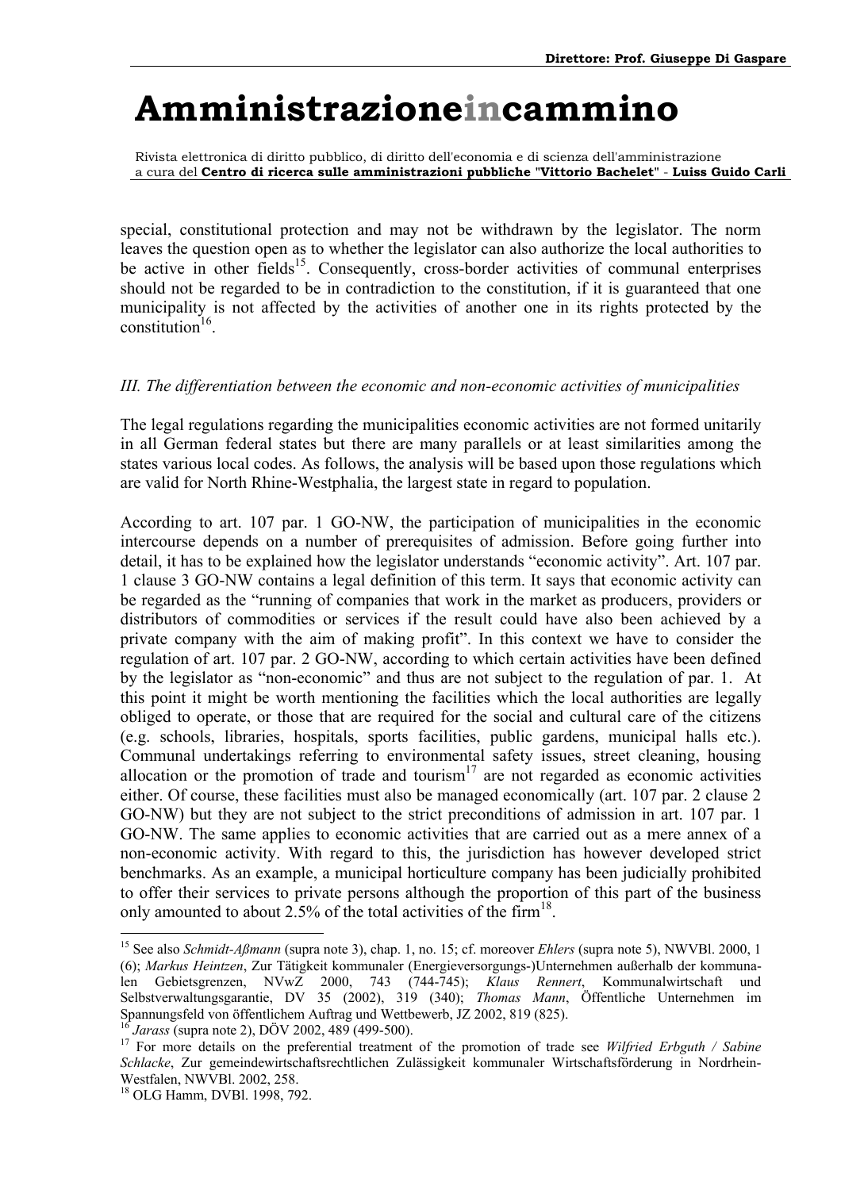special, constitutional protection and may not be withdrawn by the legislator. The norm leaves the question open as to whether the legislator can also authorize the local authorities to be active in other fields[15]. Consequently, cross-border activities of communal enterprises should not be regarded to be in contradiction to the constitution, if it is guaranteed that one municipality is not affected by the activities of another one in its rights protected by the constitution[16].

### *III. The differentiation between the economic and non-economic activities of municipalities*

The legal regulations regarding the municipalities economic activities are not formed unitarily in all German federal states but there are many parallels or at least similarities among the states various local codes. As follows, the analysis will be based upon those regulations which are valid for North Rhine-Westphalia, the largest state in regard to population.

According to art. 107 par. 1 GO-NW, the participation of municipalities in the economic intercourse depends on a number of prerequisites of admission. Before going further into detail, it has to be explained how the legislator understands "economic activity". Art. 107 par. 1 clause 3 GO-NW contains a legal definition of this term. It says that economic activity can be regarded as the "running of companies that work in the market as producers, providers or distributors of commodities or services if the result could have also been achieved by a private company with the aim of making profit". In this context we have to consider the regulation of art. 107 par. 2 GO-NW, according to which certain activities have been defined by the legislator as "non-economic" and thus are not subject to the regulation of par. 1. At this point it might be worth mentioning the facilities which the local authorities are legally obliged to operate, or those that are required for the social and cultural care of the citizens (e.g. schools, libraries, hospitals, sports facilities, public gardens, municipal halls etc.). Communal undertakings referring to environmental safety issues, street cleaning, housing allocation or the promotion of trade and tourism[17] are not regarded as economic activities either. Of course, these facilities must also be managed economically (art. 107 par. 2 clause 2 GO-NW) but they are not subject to the strict preconditions of admission in art. 107 par. 1 GO-NW. The same applies to economic activities that are carried out as a mere annex of a non-economic activity. With regard to this, the jurisdiction has however developed strict benchmarks. As an example, a municipal horticulture company has been judicially prohibited to offer their services to private persons although the proportion of this part of the business only amounted to about 2.5% of the total activities of the firm[18].

---

[15] See also *Schmidt-Aßmann* (supra note 3), chap. 1, no. 15; cf. moreover *Ehlers* (supra note 5), NWVBl. 2000, 1 (6); *Markus Heintzen*, Zur Tätigkeit kommunaler (Energieversorgungs-)Unternehmen außerhalb der kommunalen Gebietsgrenzen, NVwZ 2000, 743 (744-745); *Klaus Rennert*, Kommunalwirtschaft und Selbstverwaltungsgarantie, DV 35 (2002), 319 (340); *Thomas Mann*, Öffentliche Unternehmen im Spannungsfeld von öffentlichem Auftrag und Wettbewerb, JZ 2002, 819 (825).

[16] *Jarass* (supra note 2), DÖV 2002, 489 (499-500).

[17] For more details on the preferential treatment of the promotion of trade see *Wilfried Erbguth / Sabine Schlacke*, Zur gemeindewirtschaftsrechtlichen Zulässigkeit kommunaler Wirtschaftsförderung in Nordrhein-Westfalen, NWVBl. 2002, 258.

[18] OLG Hamm, DVBl. 1998, 792.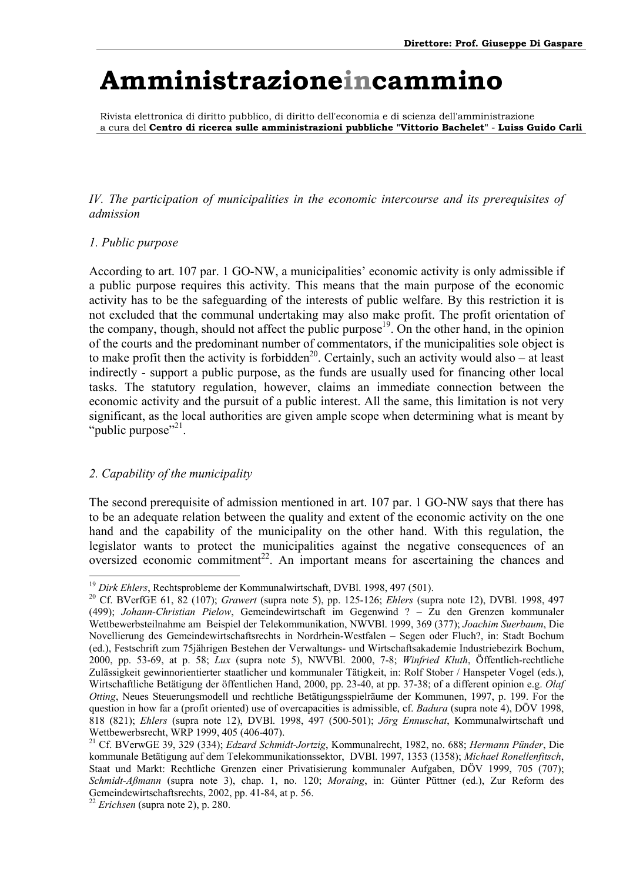*IV. The participation of municipalities in the economic intercourse and its prerequisites of admission*

*1. Public purpose*

According to art. 107 par. 1 GO-NW, a municipalities' economic activity is only admissible if a public purpose requires this activity. This means that the main purpose of the economic activity has to be the safeguarding of the interests of public welfare. By this restriction it is not excluded that the communal undertaking may also make profit. The profit orientation of the company, though, should not affect the public purpose[19]. On the other hand, in the opinion of the courts and the predominant number of commentators, if the municipalities sole object is to make profit then the activity is forbidden[20]. Certainly, such an activity would also – at least indirectly - support a public purpose, as the funds are usually used for financing other local tasks. The statutory regulation, however, claims an immediate connection between the economic activity and the pursuit of a public interest. All the same, this limitation is not very significant, as the local authorities are given ample scope when determining what is meant by "public purpose"[21].

*2. Capability of the municipality*

The second prerequisite of admission mentioned in art. 107 par. 1 GO-NW says that there has to be an adequate relation between the quality and extent of the economic activity on the one hand and the capability of the municipality on the other hand. With this regulation, the legislator wants to protect the municipalities against the negative consequences of an oversized economic commitment[22]. An important means for ascertaining the chances and

---

[19] *Dirk Ehlers*, Rechtsprobleme der Kommunalwirtschaft, DVBl. 1998, 497 (501).

[20] Cf. BVerfGE 61, 82 (107); *Grawert* (supra note 5), pp. 125-126; *Ehlers* (supra note 12), DVBl. 1998, 497 (499); *Johann-Christian Pielow*, Gemeindewirtschaft im Gegenwind ? – Zu den Grenzen kommunaler Wettbewerbsteilnahme am Beispiel der Telekommunikation, NWVBl. 1999, 369 (377); *Joachim Suerbaum*, Die Novellierung des Gemeindewirtschaftsrechts in Nordrhein-Westfalen – Segen oder Fluch?, in: Stadt Bochum (ed.), Festschrift zum 75jährigen Bestehen der Verwaltungs- und Wirtschaftsakademie Industriebezirk Bochum, 2000, pp. 53-69, at p. 58; *Lux* (supra note 5), NWVBl. 2000, 7-8; *Winfried Kluth*, Öffentlich-rechtliche Zulässigkeit gewinnorientierter staatlicher und kommunaler Tätigkeit, in: Rolf Stober / Hanspeter Vogel (eds.), Wirtschaftliche Betätigung der öffentlichen Hand, 2000, pp. 23-40, at pp. 37-38; of a different opinion e.g. *Olaf Otting*, Neues Steuerungsmodell und rechtliche Betätigungsspielräume der Kommunen, 1997, p. 199. For the question in how far a (profit oriented) use of overcapacities is admissible, cf. *Badura* (supra note 4), DÖV 1998, 818 (821); *Ehlers* (supra note 12), DVBl. 1998, 497 (500-501); *Jörg Ennuschat*, Kommunalwirtschaft und Wettbewerbsrecht, WRP 1999, 405 (406-407).

[21] Cf. BVerwGE 39, 329 (334); *Edzard Schmidt-Jortzig*, Kommunalrecht, 1982, no. 688; *Hermann Pünder*, Die kommunale Betätigung auf dem Telekommunikationssektor, DVBl. 1997, 1353 (1358); *Michael Ronellenfitsch*, Staat und Markt: Rechtliche Grenzen einer Privatisierung kommunaler Aufgaben, DÖV 1999, 705 (707); *Schmidt-Aßmann* (supra note 3), chap. 1, no. 120; *Moraing*, in: Günter Püttner (ed.), Zur Reform des Gemeindewirtschaftsrechts, 2002, pp. 41-84, at p. 56.

[22] *Erichsen* (supra note 2), p. 280.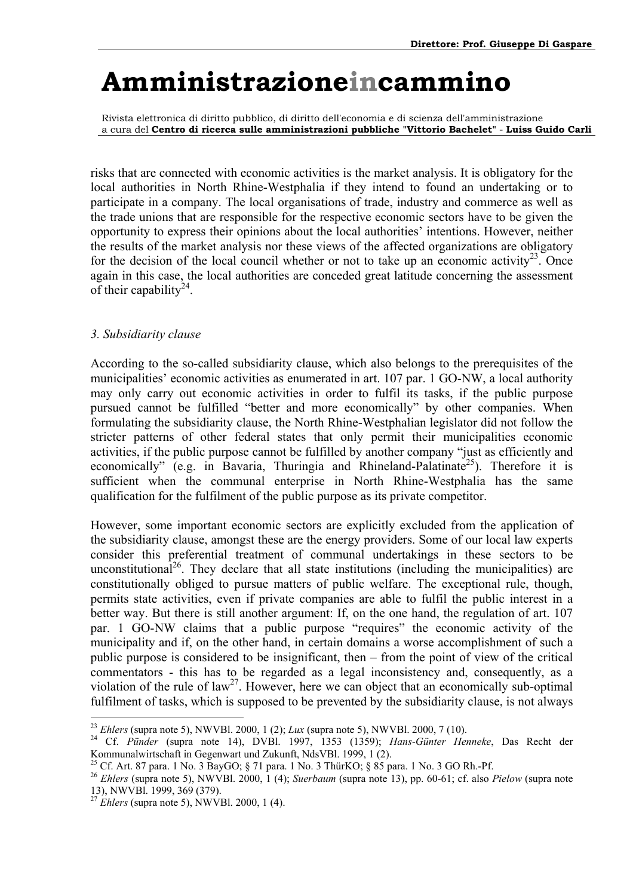risks that are connected with economic activities is the market analysis. It is obligatory for the local authorities in North Rhine-Westphalia if they intend to found an undertaking or to participate in a company. The local organisations of trade, industry and commerce as well as the trade unions that are responsible for the respective economic sectors have to be given the opportunity to express their opinions about the local authorities' intentions. However, neither the results of the market analysis nor these views of the affected organizations are obligatory for the decision of the local council whether or not to take up an economic activity[23]. Once again in this case, the local authorities are conceded great latitude concerning the assessment of their capability[24].

### *3. Subsidiarity clause*

According to the so-called subsidiarity clause, which also belongs to the prerequisites of the municipalities' economic activities as enumerated in art. 107 par. 1 GO-NW, a local authority may only carry out economic activities in order to fulfil its tasks, if the public purpose pursued cannot be fulfilled "better and more economically" by other companies. When formulating the subsidiarity clause, the North Rhine-Westphalian legislator did not follow the stricter patterns of other federal states that only permit their municipalities economic activities, if the public purpose cannot be fulfilled by another company "just as efficiently and economically" (e.g. in Bavaria, Thuringia and Rhineland-Palatinate[25]). Therefore it is sufficient when the communal enterprise in North Rhine-Westphalia has the same qualification for the fulfilment of the public purpose as its private competitor.

However, some important economic sectors are explicitly excluded from the application of the subsidiarity clause, amongst these are the energy providers. Some of our local law experts consider this preferential treatment of communal undertakings in these sectors to be unconstitutional[26]. They declare that all state institutions (including the municipalities) are constitutionally obliged to pursue matters of public welfare. The exceptional rule, though, permits state activities, even if private companies are able to fulfil the public interest in a better way. But there is still another argument: If, on the one hand, the regulation of art. 107 par. 1 GO-NW claims that a public purpose "requires" the economic activity of the municipality and if, on the other hand, in certain domains a worse accomplishment of such a public purpose is considered to be insignificant, then – from the point of view of the critical commentators - this has to be regarded as a legal inconsistency and, consequently, as a violation of the rule of law[27]. However, here we can object that an economically sub-optimal fulfilment of tasks, which is supposed to be prevented by the subsidiarity clause, is not always

---

[23] *Ehlers* (supra note 5), NWVBl. 2000, 1 (2); *Lux* (supra note 5), NWVBl. 2000, 7 (10).

[24] Cf. *Pünder* (supra note 14), DVBl. 1997, 1353 (1359); *Hans-Günter Henneke*, Das Recht der Kommunalwirtschaft in Gegenwart und Zukunft, NdsVBl. 1999, 1 (2).

[25] Cf. Art. 87 para. 1 No. 3 BayGO; § 71 para. 1 No. 3 ThürKO; § 85 para. 1 No. 3 GO Rh.-Pf.

[26] *Ehlers* (supra note 5), NWVBl. 2000, 1 (4); *Suerbaum* (supra note 13), pp. 60-61; cf. also *Pielow* (supra note 13), NWVBl. 1999, 369 (379).

[27] *Ehlers* (supra note 5), NWVBl. 2000, 1 (4).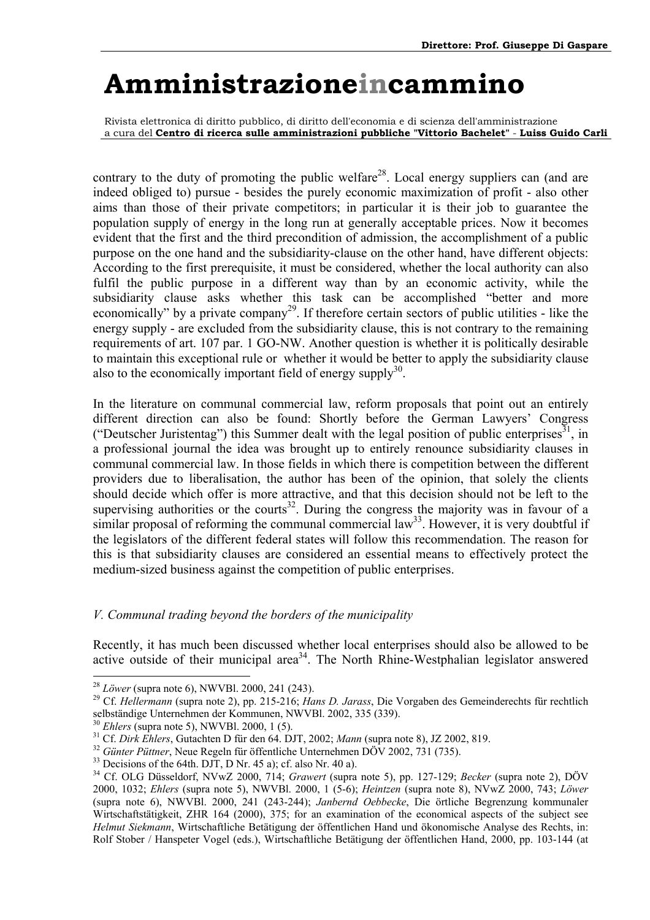contrary to the duty of promoting the public welfare[28]. Local energy suppliers can (and are indeed obliged to) pursue - besides the purely economic maximization of profit - also other aims than those of their private competitors; in particular it is their job to guarantee the population supply of energy in the long run at generally acceptable prices. Now it becomes evident that the first and the third precondition of admission, the accomplishment of a public purpose on the one hand and the subsidiarity-clause on the other hand, have different objects: According to the first prerequisite, it must be considered, whether the local authority can also fulfil the public purpose in a different way than by an economic activity, while the subsidiarity clause asks whether this task can be accomplished "better and more economically" by a private company[29]. If therefore certain sectors of public utilities - like the energy supply - are excluded from the subsidiarity clause, this is not contrary to the remaining requirements of art. 107 par. 1 GO-NW. Another question is whether it is politically desirable to maintain this exceptional rule or whether it would be better to apply the subsidiarity clause also to the economically important field of energy supply[30].

In the literature on communal commercial law, reform proposals that point out an entirely different direction can also be found: Shortly before the German Lawyers' Congress ("Deutscher Juristentag") this Summer dealt with the legal position of public enterprises[31], in a professional journal the idea was brought up to entirely renounce subsidiarity clauses in communal commercial law. In those fields in which there is competition between the different providers due to liberalisation, the author has been of the opinion, that solely the clients should decide which offer is more attractive, and that this decision should not be left to the supervising authorities or the courts[32]. During the congress the majority was in favour of a similar proposal of reforming the communal commercial law[33]. However, it is very doubtful if the legislators of the different federal states will follow this recommendation. The reason for this is that subsidiarity clauses are considered an essential means to effectively protect the medium-sized business against the competition of public enterprises.

### *V. Communal trading beyond the borders of the municipality*

Recently, it has much been discussed whether local enterprises should also be allowed to be active outside of their municipal area[34]. The North Rhine-Westphalian legislator answered

---

[28] *Löwer* (supra note 6), NWVBl. 2000, 241 (243).

[29] Cf. *Hellermann* (supra note 2), pp. 215-216; *Hans D. Jarass*, Die Vorgaben des Gemeinderechts für rechtlich selbständige Unternehmen der Kommunen, NWVBl. 2002, 335 (339).

[30] *Ehlers* (supra note 5), NWVBl. 2000, 1 (5).

[31] Cf. *Dirk Ehlers*, Gutachten D für den 64. DJT, 2002; *Mann* (supra note 8), JZ 2002, 819.

[32] *Günter Püttner*, Neue Regeln für öffentliche Unternehmen DÖV 2002, 731 (735).

[33] Decisions of the 64th. DJT, D Nr. 45 a); cf. also Nr. 40 a).

[34] Cf. OLG Düsseldorf, NVwZ 2000, 714; *Grawert* (supra note 5), pp. 127-129; *Becker* (supra note 2), DÖV 2000, 1032; *Ehlers* (supra note 5), NWVBl. 2000, 1 (5-6); *Heintzen* (supra note 8), NVwZ 2000, 743; *Löwer* (supra note 6), NWVBl. 2000, 241 (243-244); *Janbernd Oebbecke*, Die örtliche Begrenzung kommunaler Wirtschaftstätigkeit, ZHR 164 (2000), 375; for an examination of the economical aspects of the subject see *Helmut Siekmann*, Wirtschaftliche Betätigung der öffentlichen Hand und ökonomische Analyse des Rechts, in: Rolf Stober / Hanspeter Vogel (eds.), Wirtschaftliche Betätigung der öffentlichen Hand, 2000, pp. 103-144 (at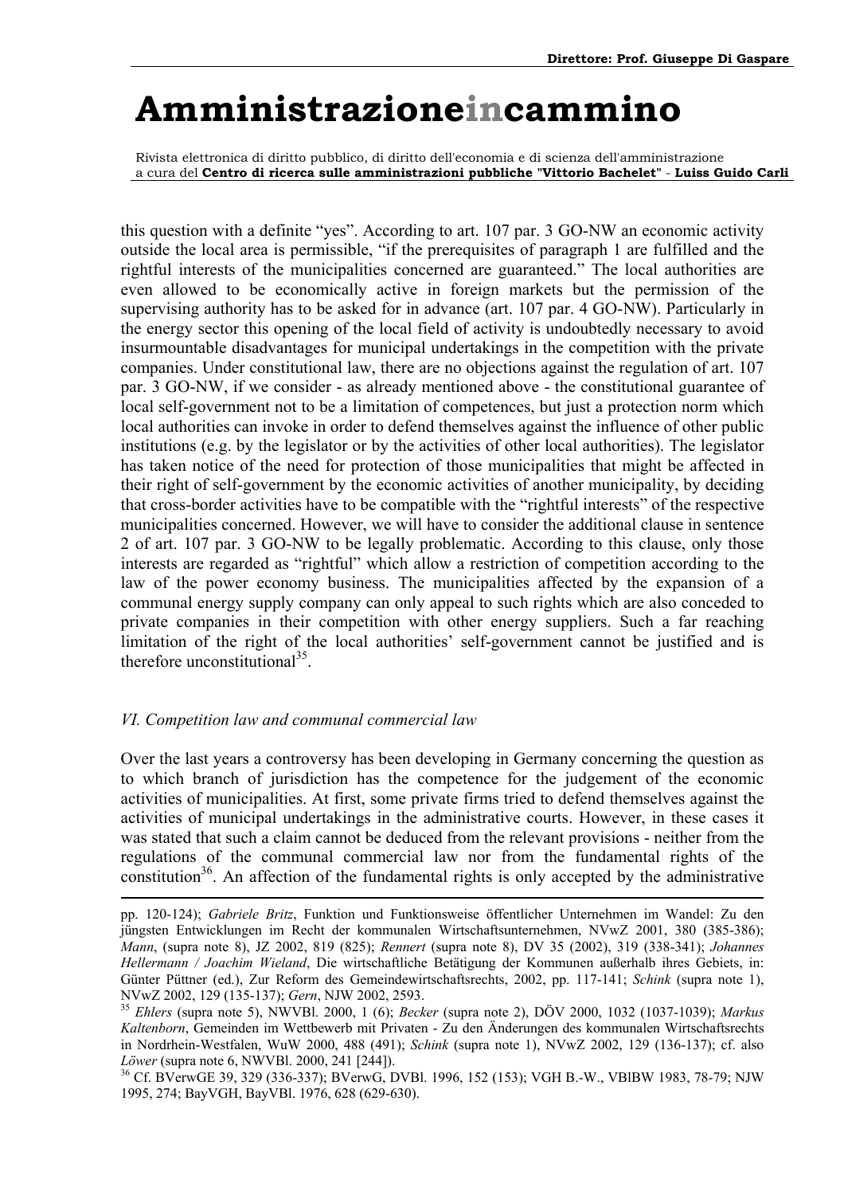this question with a definite "yes". According to art. 107 par. 3 GO-NW an economic activity outside the local area is permissible, "if the prerequisites of paragraph 1 are fulfilled and the rightful interests of the municipalities concerned are guaranteed." The local authorities are even allowed to be economically active in foreign markets but the permission of the supervising authority has to be asked for in advance (art. 107 par. 4 GO-NW). Particularly in the energy sector this opening of the local field of activity is undoubtedly necessary to avoid insurmountable disadvantages for municipal undertakings in the competition with the private companies. Under constitutional law, there are no objections against the regulation of art. 107 par. 3 GO-NW, if we consider - as already mentioned above - the constitutional guarantee of local self-government not to be a limitation of competences, but just a protection norm which local authorities can invoke in order to defend themselves against the influence of other public institutions (e.g. by the legislator or by the activities of other local authorities). The legislator has taken notice of the need for protection of those municipalities that might be affected in their right of self-government by the economic activities of another municipality, by deciding that cross-border activities have to be compatible with the "rightful interests" of the respective municipalities concerned. However, we will have to consider the additional clause in sentence 2 of art. 107 par. 3 GO-NW to be legally problematic. According to this clause, only those interests are regarded as "rightful" which allow a restriction of competition according to the law of the power economy business. The municipalities affected by the expansion of a communal energy supply company can only appeal to such rights which are also conceded to private companies in their competition with other energy suppliers. Such a far reaching limitation of the right of the local authorities' self-government cannot be justified and is therefore unconstitutional[35].

### *VI. Competition law and communal commercial law*

Over the last years a controversy has been developing in Germany concerning the question as to which branch of jurisdiction has the competence for the judgement of the economic activities of municipalities. At first, some private firms tried to defend themselves against the activities of municipal undertakings in the administrative courts. However, in these cases it was stated that such a claim cannot be deduced from the relevant provisions - neither from the regulations of the communal commercial law nor from the fundamental rights of the constitution[36]. An affection of the fundamental rights is only accepted by the administrative

---

pp. 120-124); *Gabriele Britz*, Funktion und Funktionsweise öffentlicher Unternehmen im Wandel: Zu den jüngsten Entwicklungen im Recht der kommunalen Wirtschaftsunternehmen, NVwZ 2001, 380 (385-386); *Mann*, (supra note 8), JZ 2002, 819 (825); *Rennert* (supra note 8), DV 35 (2002), 319 (338-341); *Johannes Hellermann / Joachim Wieland*, Die wirtschaftliche Betätigung der Kommunen außerhalb ihres Gebiets, in: Günter Püttner (ed.), Zur Reform des Gemeindewirtschaftsrechts, 2002, pp. 117-141; *Schink* (supra note 1), NVwZ 2002, 129 (135-137); *Gern*, NJW 2002, 2593.

[35] *Ehlers* (supra note 5), NWVBl. 2000, 1 (6); *Becker* (supra note 2), DÖV 2000, 1032 (1037-1039); *Markus Kaltenborn*, Gemeinden im Wettbewerb mit Privaten - Zu den Änderungen des kommunalen Wirtschaftsrechts in Nordrhein-Westfalen, WuW 2000, 488 (491); *Schink* (supra note 1), NVwZ 2002, 129 (136-137); cf. also *Löwer* (supra note 6, NWVBl. 2000, 241 [244]).

[36] Cf. BVerwGE 39, 329 (336-337); BVerwG, DVBl. 1996, 152 (153); VGH B.-W., VBlBW 1983, 78-79; NJW 1995, 274; BayVGH, BayVBl. 1976, 628 (629-630).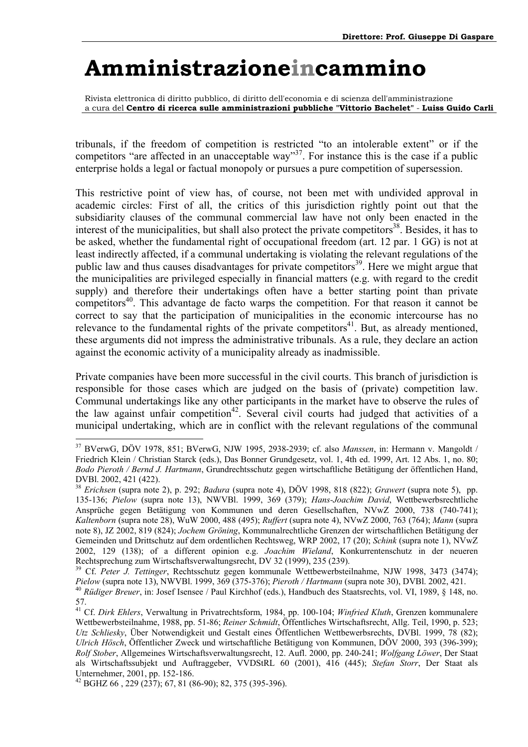tribunals, if the freedom of competition is restricted "to an intolerable extent" or if the competitors "are affected in an unacceptable way"[37]. For instance this is the case if a public enterprise holds a legal or factual monopoly or pursues a pure competition of supersession.

This restrictive point of view has, of course, not been met with undivided approval in academic circles: First of all, the critics of this jurisdiction rightly point out that the subsidiarity clauses of the communal commercial law have not only been enacted in the interest of the municipalities, but shall also protect the private competitors[38]. Besides, it has to be asked, whether the fundamental right of occupational freedom (art. 12 par. 1 GG) is not at least indirectly affected, if a communal undertaking is violating the relevant regulations of the public law and thus causes disadvantages for private competitors[39]. Here we might argue that the municipalities are privileged especially in financial matters (e.g. with regard to the credit supply) and therefore their undertakings often have a better starting point than private competitors[40]. This advantage de facto warps the competition. For that reason it cannot be correct to say that the participation of municipalities in the economic intercourse has no relevance to the fundamental rights of the private competitors[41]. But, as already mentioned, these arguments did not impress the administrative tribunals. As a rule, they declare an action against the economic activity of a municipality already as inadmissible.

Private companies have been more successful in the civil courts. This branch of jurisdiction is responsible for those cases which are judged on the basis of (private) competition law. Communal undertakings like any other participants in the market have to observe the rules of the law against unfair competition[42]. Several civil courts had judged that activities of a municipal undertaking, which are in conflict with the relevant regulations of the communal

---

[37] BVerwG, DÖV 1978, 851; BVerwG, NJW 1995, 2938-2939; cf. also *Manssen*, in: Hermann v. Mangoldt / Friedrich Klein / Christian Starck (eds.), Das Bonner Grundgesetz, vol. 1, 4th ed. 1999, Art. 12 Abs. 1, no. 80; *Bodo Pieroth / Bernd J. Hartmann*, Grundrechtsschutz gegen wirtschaftliche Betätigung der öffentlichen Hand, DVBl. 2002, 421 (422).

[38] *Erichsen* (supra note 2), p. 292; *Badura* (supra note 4), DÖV 1998, 818 (822); *Grawert* (supra note 5), pp. 135-136; *Pielow* (supra note 13), NWVBl. 1999, 369 (379); *Hans-Joachim David*, Wettbewerbsrechtliche Ansprüche gegen Betätigung von Kommunen und deren Gesellschaften, NVwZ 2000, 738 (740-741); *Kaltenborn* (supra note 28), WuW 2000, 488 (495); *Ruffert* (supra note 4), NVwZ 2000, 763 (764); *Mann* (supra note 8), JZ 2002, 819 (824); *Jochem Gröning*, Kommunalrechtliche Grenzen der wirtschaftlichen Betätigung der Gemeinden und Drittschutz auf dem ordentlichen Rechtsweg, WRP 2002, 17 (20); *Schink* (supra note 1), NVwZ 2002, 129 (138); of a different opinion e.g. *Joachim Wieland*, Konkurrentenschutz in der neueren Rechtsprechung zum Wirtschaftsverwaltungsrecht, DV 32 (1999), 235 (239).

[39] Cf. *Peter J. Tettinger*, Rechtsschutz gegen kommunale Wettbewerbsteilnahme, NJW 1998, 3473 (3474); *Pielow* (supra note 13), NWVBl. 1999, 369 (375-376); *Pieroth / Hartmann* (supra note 30), DVBl. 2002, 421.

[40] *Rüdiger Breuer*, in: Josef Isensee / Paul Kirchhof (eds.), Handbuch des Staatsrechts, vol. VI, 1989, § 148, no. 57.

[41] Cf. *Dirk Ehlers*, Verwaltung in Privatrechtsform, 1984, pp. 100-104; *Winfried Kluth*, Grenzen kommunalere Wettbewerbsteilnahme, 1988, pp. 51-86; *Reiner Schmidt*, Öffentliches Wirtschaftsrecht, Allg. Teil, 1990, p. 523; *Utz Schliesky*, Über Notwendigkeit und Gestalt eines Öffentlichen Wettbewerbsrechts, DVBl. 1999, 78 (82); *Ulrich Hösch*, Öffentlicher Zweck und wirtschaftliche Betätigung von Kommunen, DÖV 2000, 393 (396-399); *Rolf Stober*, Allgemeines Wirtschaftsverwaltungsrecht, 12. Aufl. 2000, pp. 240-241; *Wolfgang Löwer*, Der Staat als Wirtschaftssubjekt und Auftraggeber, VVDStRL 60 (2001), 416 (445); *Stefan Storr*, Der Staat als Unternehmer, 2001, pp. 152-186.

[42] BGHZ 66 , 229 (237); 67, 81 (86-90); 82, 375 (395-396).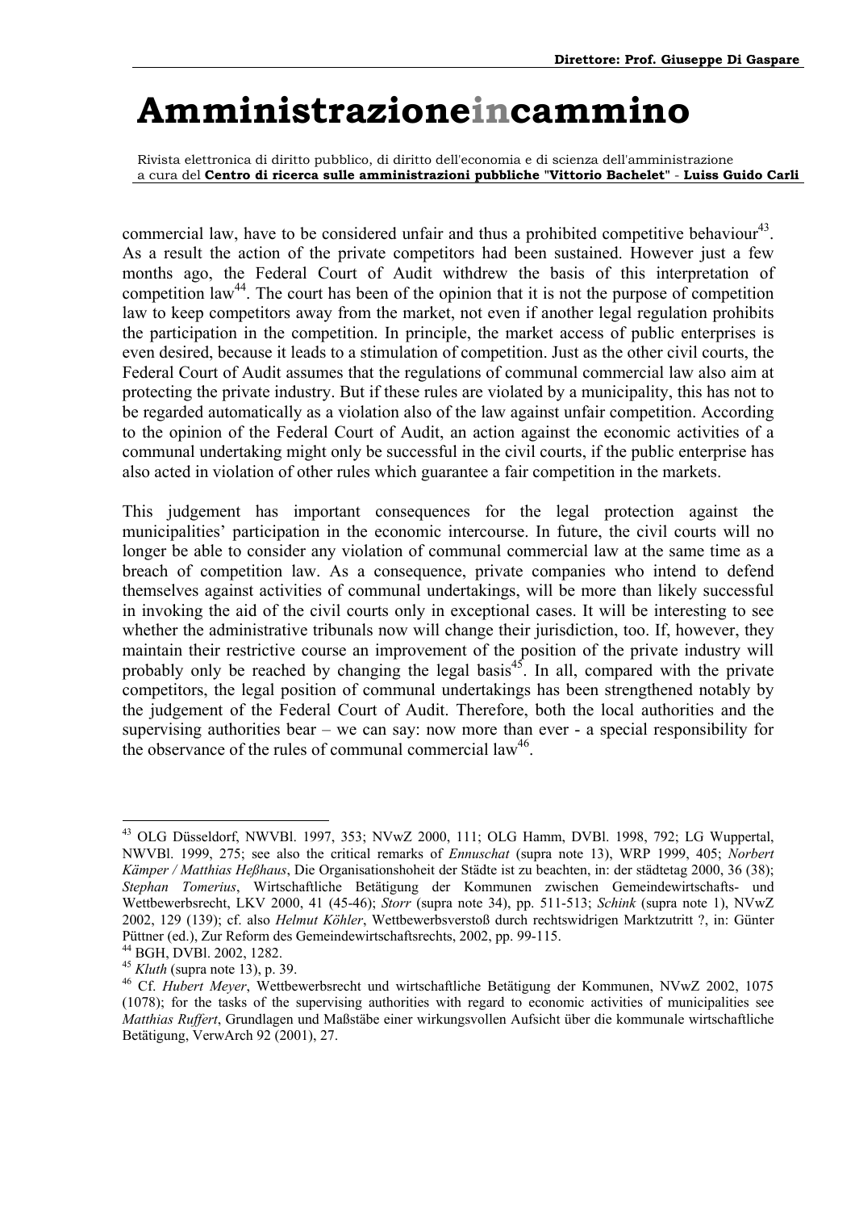commercial law, have to be considered unfair and thus a prohibited competitive behaviour[43]. As a result the action of the private competitors had been sustained. However just a few months ago, the Federal Court of Audit withdrew the basis of this interpretation of competition law[44]. The court has been of the opinion that it is not the purpose of competition law to keep competitors away from the market, not even if another legal regulation prohibits the participation in the competition. In principle, the market access of public enterprises is even desired, because it leads to a stimulation of competition. Just as the other civil courts, the Federal Court of Audit assumes that the regulations of communal commercial law also aim at protecting the private industry. But if these rules are violated by a municipality, this has not to be regarded automatically as a violation also of the law against unfair competition. According to the opinion of the Federal Court of Audit, an action against the economic activities of a communal undertaking might only be successful in the civil courts, if the public enterprise has also acted in violation of other rules which guarantee a fair competition in the markets.

This judgement has important consequences for the legal protection against the municipalities' participation in the economic intercourse. In future, the civil courts will no longer be able to consider any violation of communal commercial law at the same time as a breach of competition law. As a consequence, private companies who intend to defend themselves against activities of communal undertakings, will be more than likely successful in invoking the aid of the civil courts only in exceptional cases. It will be interesting to see whether the administrative tribunals now will change their jurisdiction, too. If, however, they maintain their restrictive course an improvement of the position of the private industry will probably only be reached by changing the legal basis[45]. In all, compared with the private competitors, the legal position of communal undertakings has been strengthened notably by the judgement of the Federal Court of Audit. Therefore, both the local authorities and the supervising authorities bear – we can say: now more than ever - a special responsibility for the observance of the rules of communal commercial law[46].

---

[43] OLG Düsseldorf, NWVBl. 1997, 353; NVwZ 2000, 111; OLG Hamm, DVBl. 1998, 792; LG Wuppertal, NWVBl. 1999, 275; see also the critical remarks of *Ennuschat* (supra note 13), WRP 1999, 405; *Norbert Kämper / Matthias Heßhaus*, Die Organisationshoheit der Städte ist zu beachten, in: der städtetag 2000, 36 (38); *Stephan Tomerius*, Wirtschaftliche Betätigung der Kommunen zwischen Gemeindewirtschafts- und Wettbewerbsrecht, LKV 2000, 41 (45-46); *Storr* (supra note 34), pp. 511-513; *Schink* (supra note 1), NVwZ 2002, 129 (139); cf. also *Helmut Köhler*, Wettbewerbsverstoß durch rechtswidrigen Marktzutritt ?, in: Günter Püttner (ed.), Zur Reform des Gemeindewirtschaftsrechts, 2002, pp. 99-115.

[44] BGH, DVBl. 2002, 1282.

[45] *Kluth* (supra note 13), p. 39.

[46] Cf. *Hubert Meyer*, Wettbewerbsrecht und wirtschaftliche Betätigung der Kommunen, NVwZ 2002, 1075 (1078); for the tasks of the supervising authorities with regard to economic activities of municipalities see *Matthias Ruffert*, Grundlagen und Maßstäbe einer wirkungsvollen Aufsicht über die kommunale wirtschaftliche Betätigung, VerwArch 92 (2001), 27.